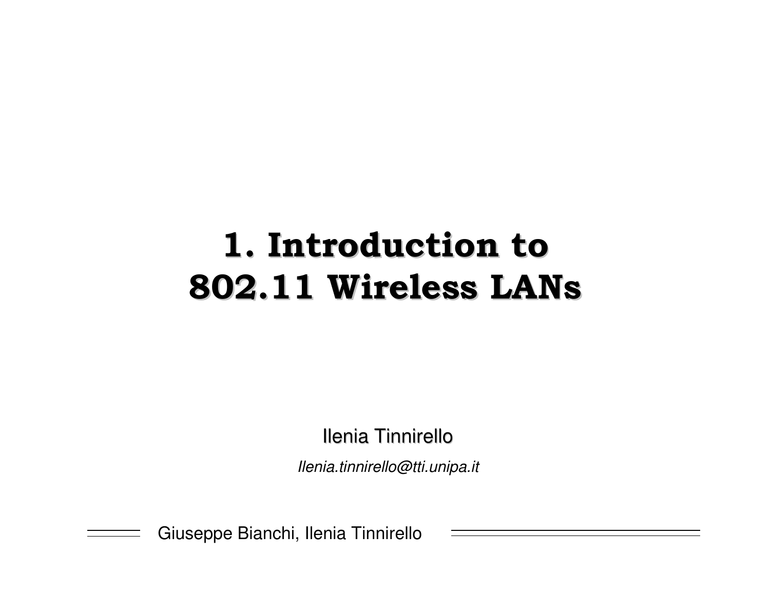# 1. Introduction to 802.11 Wireless LANs

Ilenia Tinnirello

*Ilenia.tinnirello@tti.unipa.it*

Giuseppe Bianchi, Ilenia Tinnirello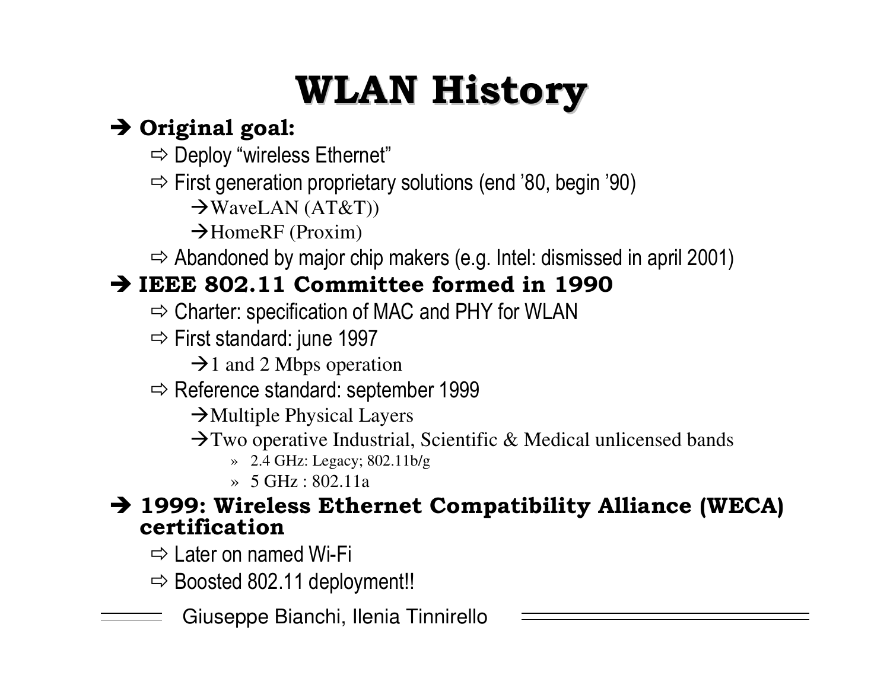# WLAN History

- **Original goal:**
  - Deploy "wireless Ethernet"
  - First generation proprietary solutions (end '80, begin '90)
    - WaveLAN (AT&T))
    - HomeRF (Proxim)
  - Abandoned by major chip makers (e.g. Intel: dismissed in april 2001)
- **IEEE 802.11 Committee formed in 1990**
  - Charter: specification of MAC and PHY for WLAN
  - First standard: june 1997
    - 1 and 2 Mbps operation
  - Reference standard: september 1999
    - Multiple Physical Layers
    - Two operative Industrial, Scientific & Medical unlicensed bands
      - 2.4 GHz: Legacy; 802.11b/g
      - 5 GHz : 802.11a
- **1999: Wireless Ethernet Compatibility Alliance (WECA) certification**
  - Later on named Wi-Fi
  - Boosted 802.11 deployment!!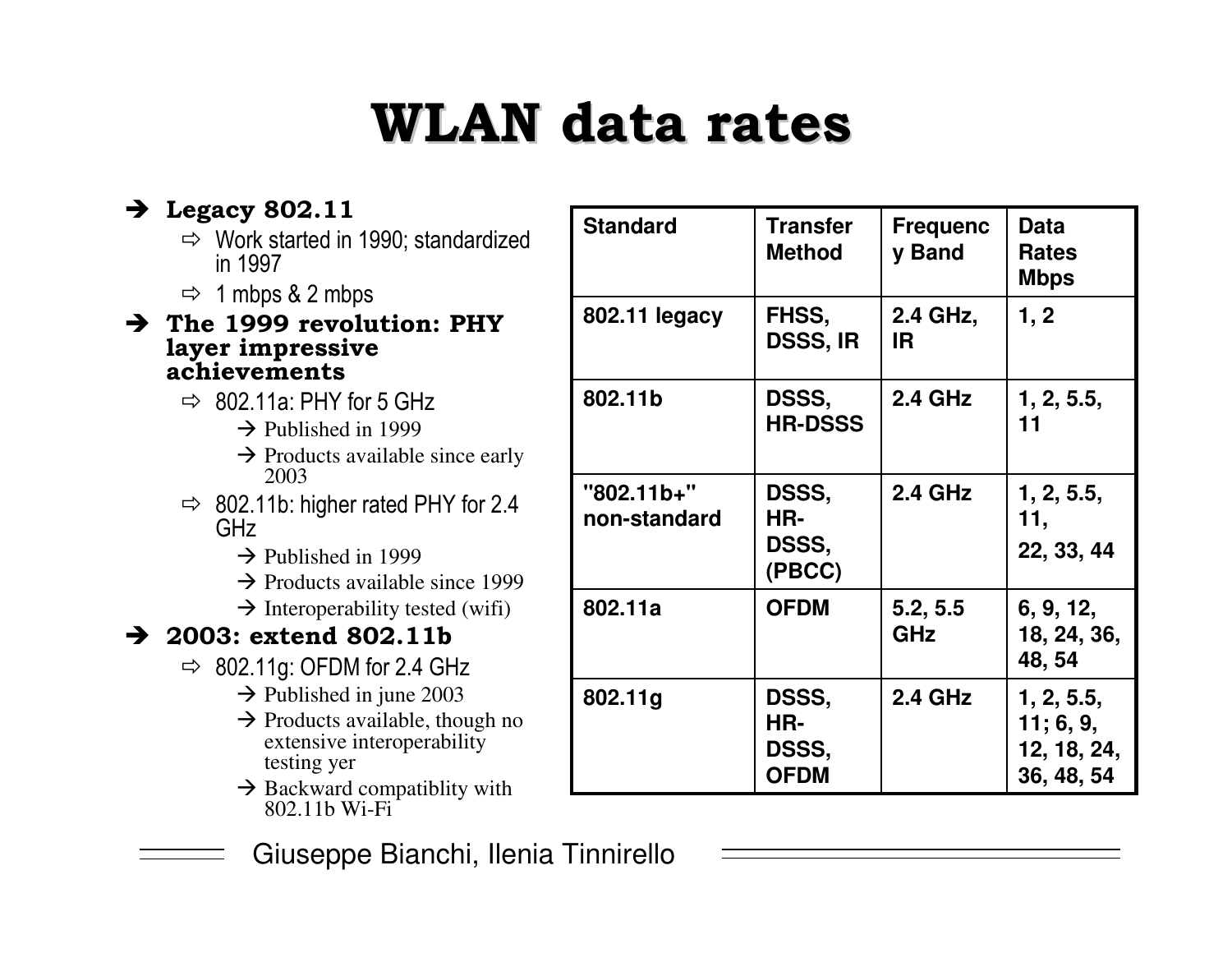# WLAN data rates

- **Legacy 802.11**
  - Work started in 1990; standardized in 1997
  - 1 mbps & 2 mbps
- **The 1999 revolution: PHY layer impressive achievements**
  - 802.11a: PHY for 5 GHz
    - Published in 1999
    - Products available since early 2003
  - 802.11b: higher rated PHY for 2.4 GHz
    - Published in 1999
    - Products available since 1999
    - Interoperability tested (wifi)
- **2003: extend 802.11b**
  - 802.11g: OFDM for 2.4 GHz
    - Published in june 2003
    - Products available, though no extensive interoperability testing yer
    - Backward compatiblity with 802.11b Wi-Fi

| Standard | Transfer Method | Frequency Band | Data Rates Mbps |
|---|---|---|---|
| 802.11 legacy | FHSS, DSSS, IR | 2.4 GHz, IR | 1, 2 |
| 802.11b | DSSS, HR-DSSS | 2.4 GHz | 1, 2, 5.5, 11 |
| "802.11b+" non-standard | DSSS, HR-DSSS, (PBCC) | 2.4 GHz | 1, 2, 5.5, 11, 22, 33, 44 |
| 802.11a | OFDM | 5.2, 5.5 GHz | 6, 9, 12, 18, 24, 36, 48, 54 |
| 802.11g | DSSS, HR-DSSS, OFDM | 2.4 GHz | 1, 2, 5.5, 11; 6, 9, 12, 18, 24, 36, 48, 54 |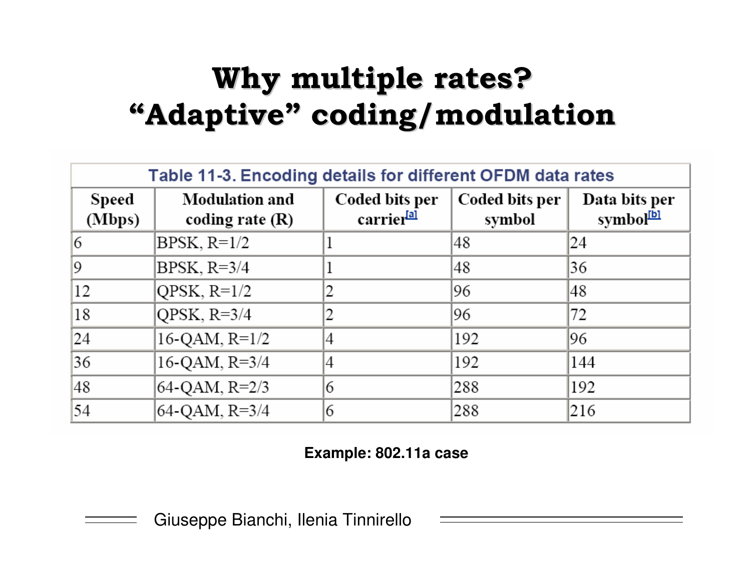# Why multiple rates? "Adaptive" coding/modulation

Table 11-3. Encoding details for different OFDM data rates

| Speed (Mbps) | Modulation and coding rate (R) | Coded bits per carrier[a] | Coded bits per symbol | Data bits per symbol[b] |
|---|---|---|---|---|
| 6 | BPSK, R=1/2 | 1 | 48 | 24 |
| 9 | BPSK, R=3/4 | 1 | 48 | 36 |
| 12 | QPSK, R=1/2 | 2 | 96 | 48 |
| 18 | QPSK, R=3/4 | 2 | 96 | 72 |
| 24 | 16-QAM, R=1/2 | 4 | 192 | 96 |
| 36 | 16-QAM, R=3/4 | 4 | 192 | 144 |
| 48 | 64-QAM, R=2/3 | 6 | 288 | 192 |
| 54 | 64-QAM, R=3/4 | 6 | 288 | 216 |

**Example: 802.11a case**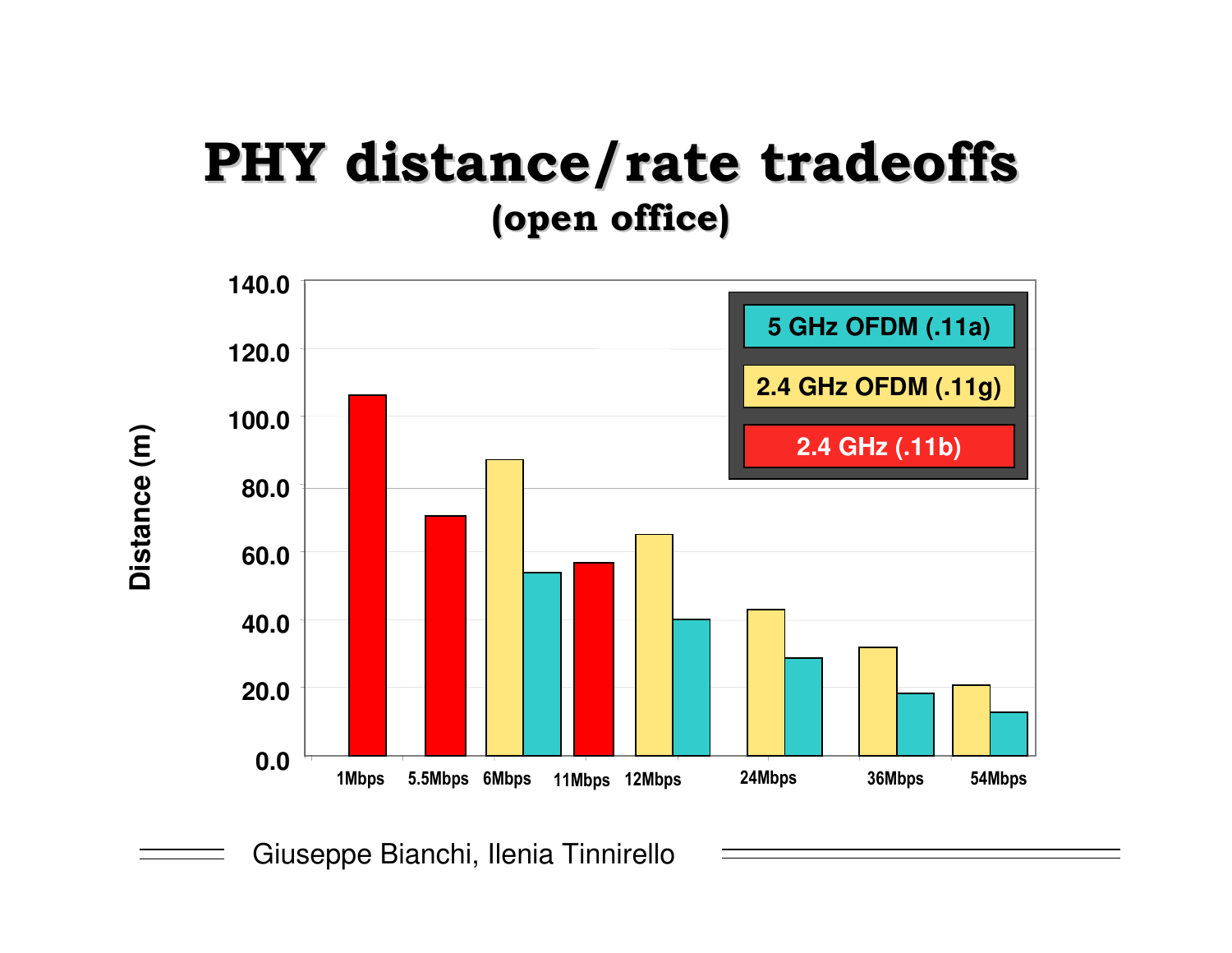# PHY distance/rate tradeoffs

## (open office)

| Rate | 2.4 GHz (.11b) | 2.4 GHz OFDM (.11g) | 5 GHz OFDM (.11a) |
|---|---|---|---|
| 1Mbps | ~107 | | |
| 5.5Mbps | ~71 | | |
| 6Mbps | | ~88 | ~54 |
| 11Mbps | ~57 | | |
| 12Mbps | | ~65 | ~40 |
| 24Mbps | | ~43 | ~29 |
| 36Mbps | | ~32 | ~18 |
| 54Mbps | | ~21 | ~13 |

Distance (m)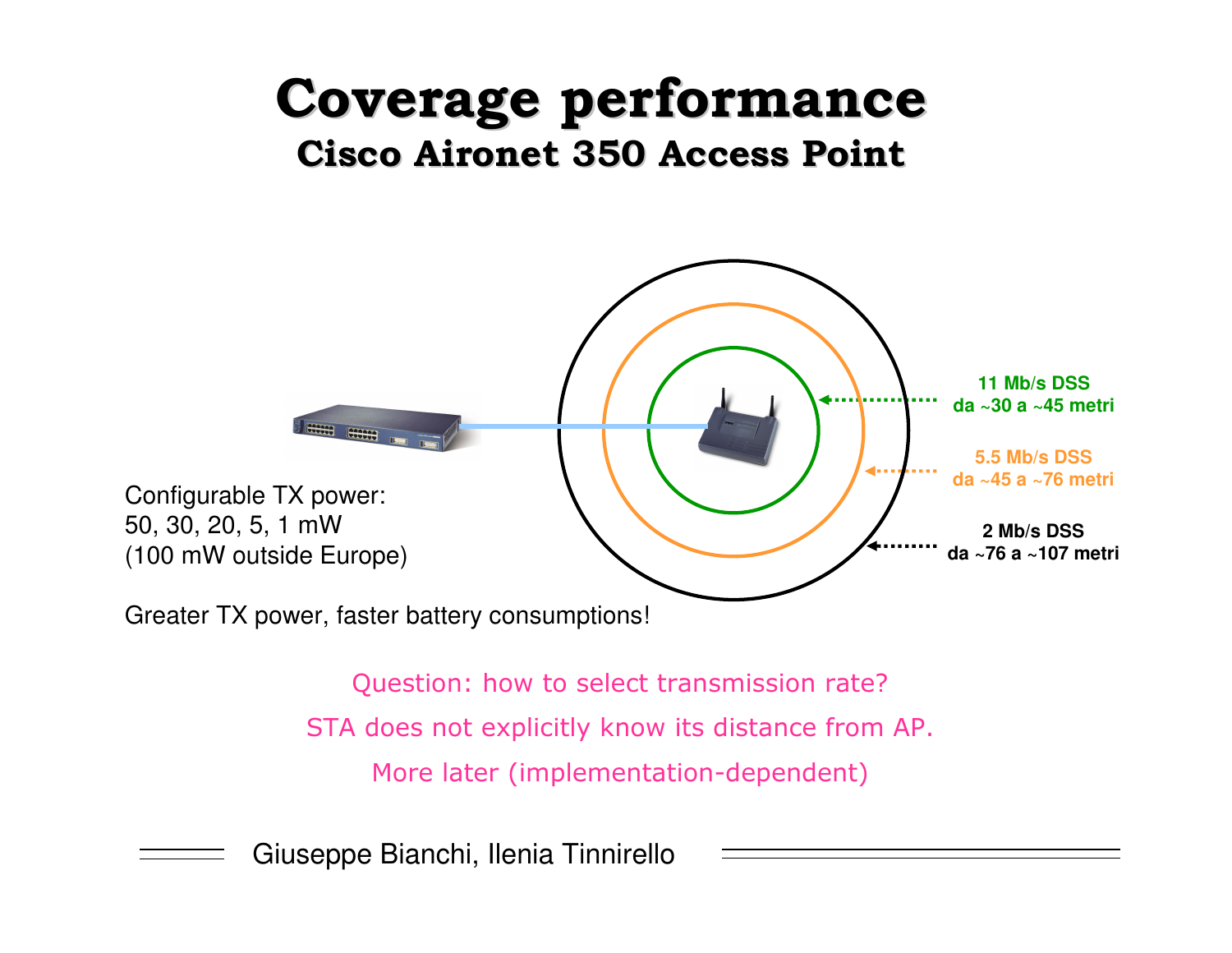# Coverage performance

## Cisco Aironet 350 Access Point

11 Mb/s DSS
da ~30 a ~45 metri

5.5 Mb/s DSS
da ~45 a ~76 metri

2 Mb/s DSS
da ~76 a ~107 metri

Configurable TX power:
50, 30, 20, 5, 1 mW
(100 mW outside Europe)

Greater TX power, faster battery consumptions!

Question: how to select transmission rate?

STA does not explicitly know its distance from AP.

More later (implementation-dependent)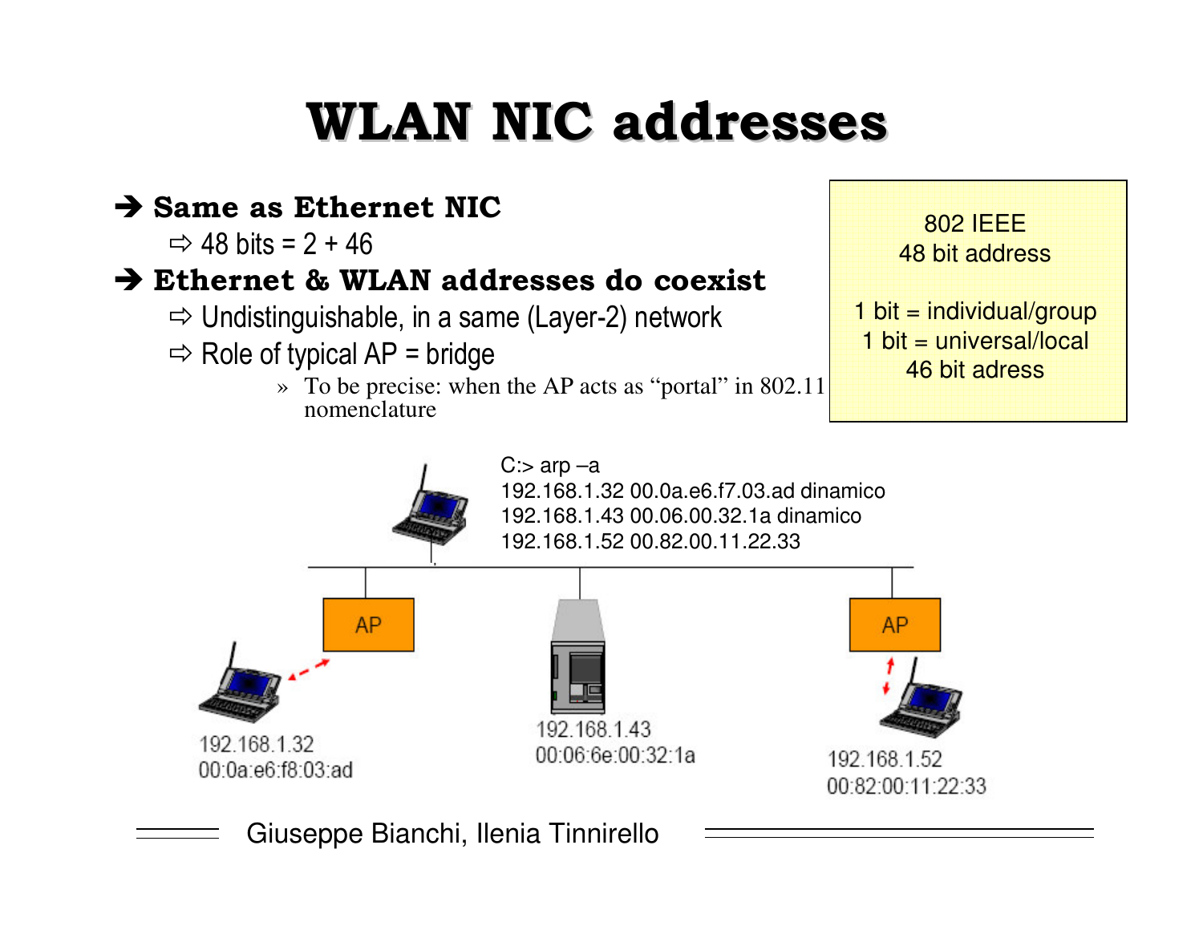# WLAN NIC addresses

- **Same as Ethernet NIC**
  - 48 bits = 2 + 46
- **Ethernet & WLAN addresses do coexist**
  - Undistinguishable, in a same (Layer-2) network
  - Role of typical AP = bridge
    - » To be precise: when the AP acts as "portal" in 802.11 nomenclature

802 IEEE
48 bit address

1 bit = individual/group
1 bit = universal/local
46 bit adress

```
C:> arp –a
192.168.1.32 00.0a.e6.f7.03.ad dinamico
192.168.1.43 00.06.00.32.1a dinamico
192.168.1.52 00.82.00.11.22.33
```

AP

AP

192.168.1.32
00:0a:e6:f8:03:ad

192.168.1.43
00:06:6e:00:32:1a

192.168.1.52
00:82:00:11:22:33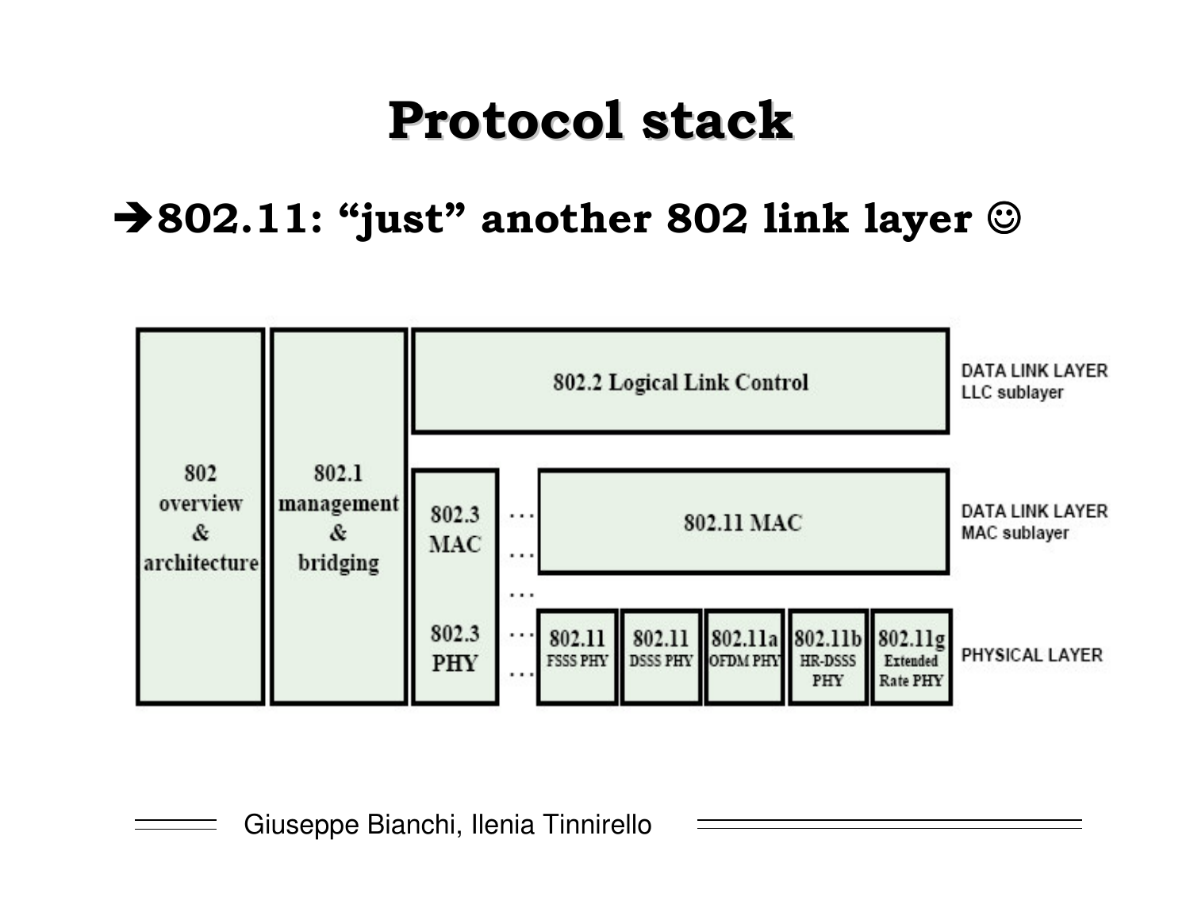# Protocol stack

➔ **802.11: "just" another 802 link layer ☺**

| 802 overview & architecture | 802.1 management & bridging | | | | | | | |
|---|---|---|---|---|---|---|---|---|
| | | 802.2 Logical Link Control | | | | | | DATA LINK LAYER LLC sublayer |
| | | 802.3 MAC | … | 802.11 MAC | | | | DATA LINK LAYER MAC sublayer |
| | | 802.3 PHY | … | 802.11 FSSS PHY | 802.11 DSSS PHY | 802.11a OFDM PHY | 802.11b HR-DSSS PHY | 802.11g Extended Rate PHY | PHYSICAL LAYER |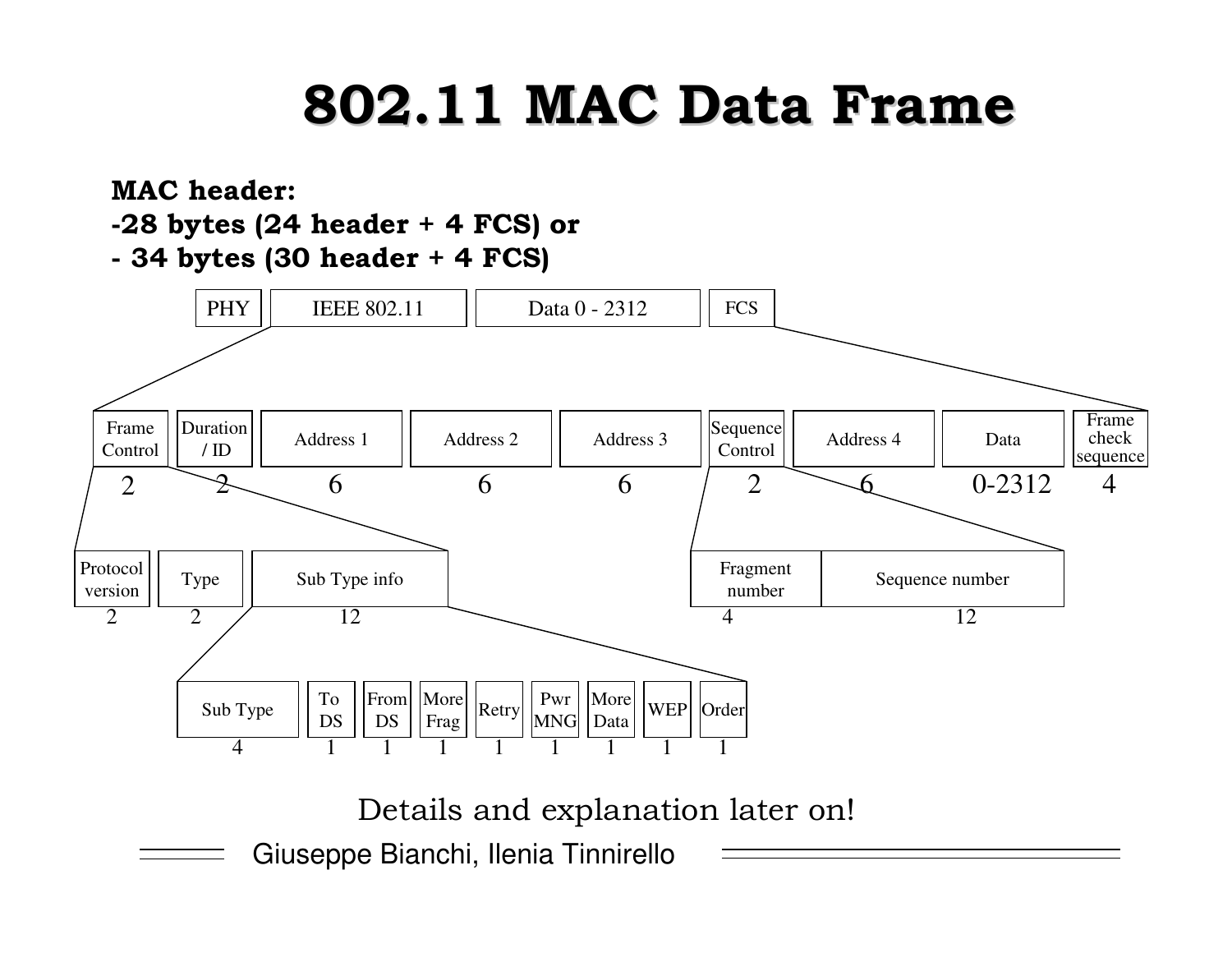# 802.11 MAC Data Frame

**MAC header:**
**-28 bytes (24 header + 4 FCS) or**
**- 34 bytes (30 header + 4 FCS)**

| PHY | IEEE 802.11 | Data 0 - 2312 | FCS |
|---|---|---|---|

| Frame Control | Duration / ID | Address 1 | Address 2 | Address 3 | Sequence Control | Address 4 | Data | Frame check sequence |
|---|---|---|---|---|---|---|---|---|
| 2 | 2 | 6 | 6 | 6 | 2 | 6 | 0-2312 | 4 |

Frame Control:

| Protocol version | Type | Sub Type info |
|---|---|---|
| 2 | 2 | 12 |

Sub Type info:

| Sub Type | To DS | From DS | More Frag | Retry | Pwr MNG | More Data | WEP | Order |
|---|---|---|---|---|---|---|---|---|
| 4 | 1 | 1 | 1 | 1 | 1 | 1 | 1 | 1 |

Sequence Control:

| Fragment number | Sequence number |
|---|---|
| 4 | 12 |

Details and explanation later on!

Giuseppe Bianchi, Ilenia Tinnirello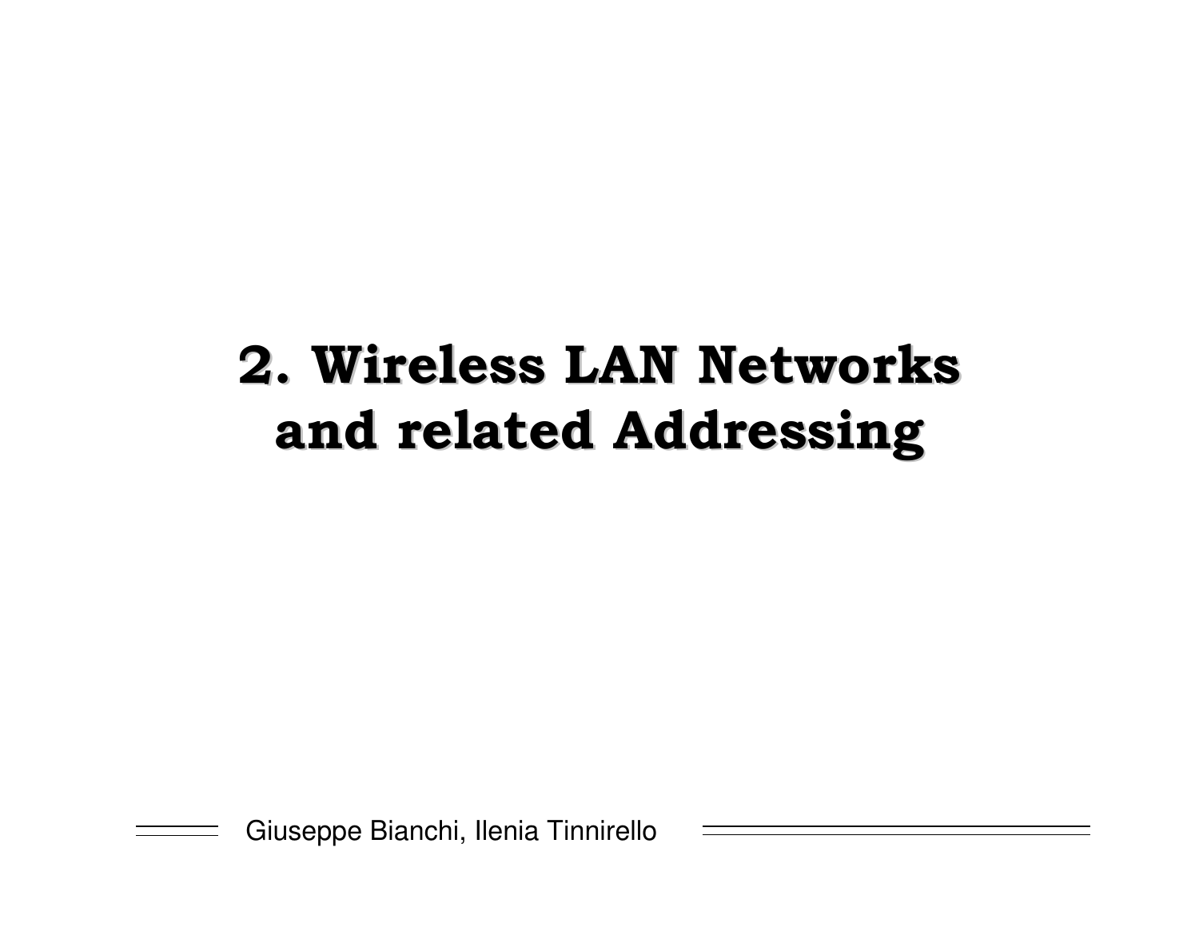# 2. Wireless LAN Networks and related Addressing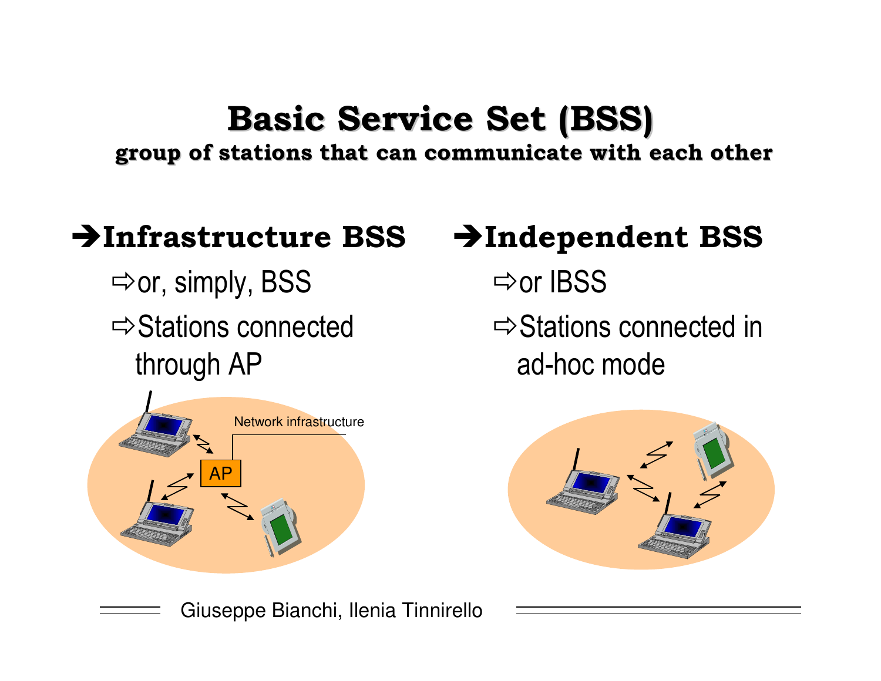# Basic Service Set (BSS)

**group of stations that can communicate with each other**

## ➔ Infrastructure BSS

- ⇨ or, simply, BSS
- ⇨ Stations connected through AP

## ➔ Independent BSS

- ⇨ or IBSS
- ⇨ Stations connected in ad-hoc mode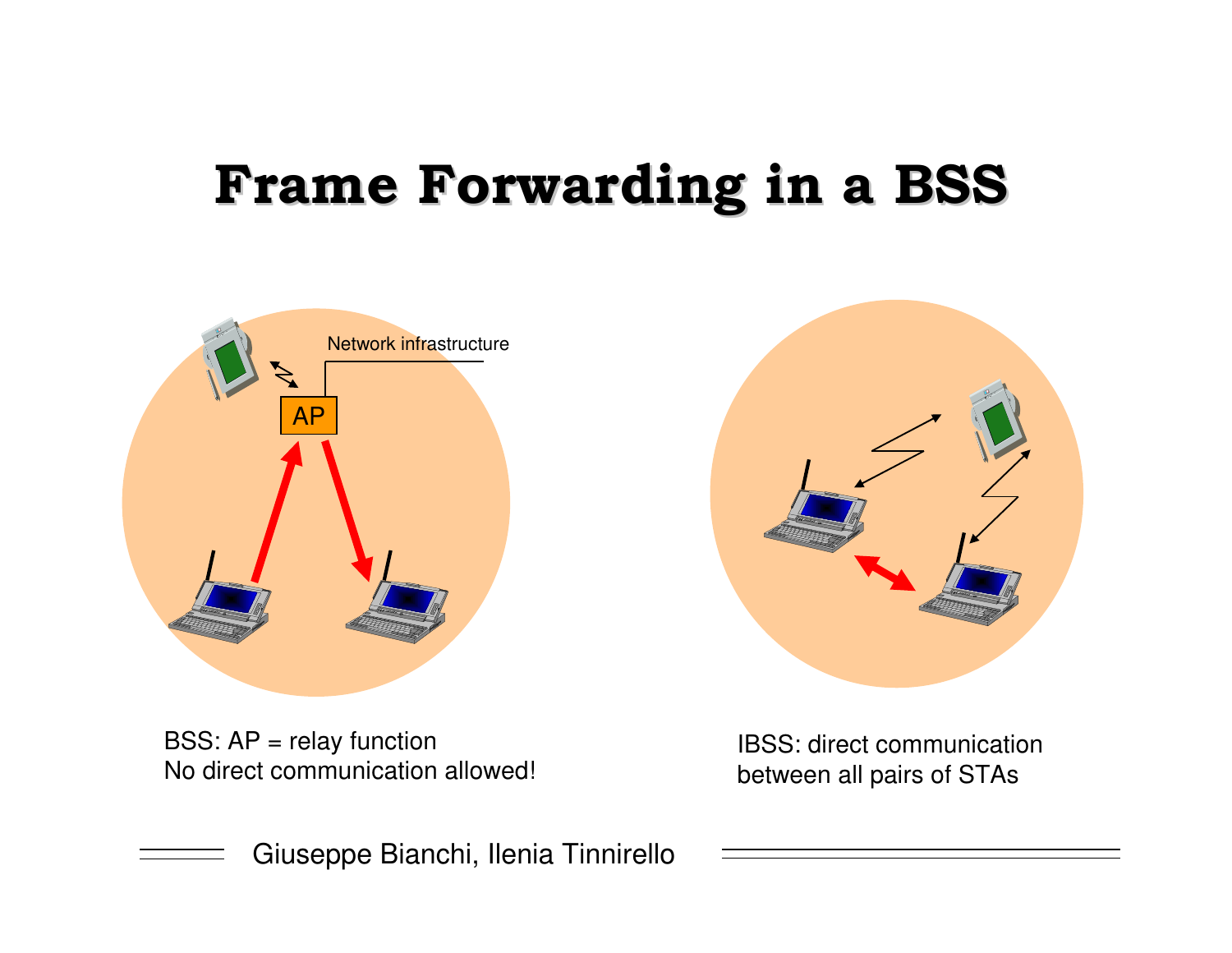# Frame Forwarding in a BSS

Network infrastructure

AP

BSS: AP = relay function
No direct communication allowed!

IBSS: direct communication
between all pairs of STAs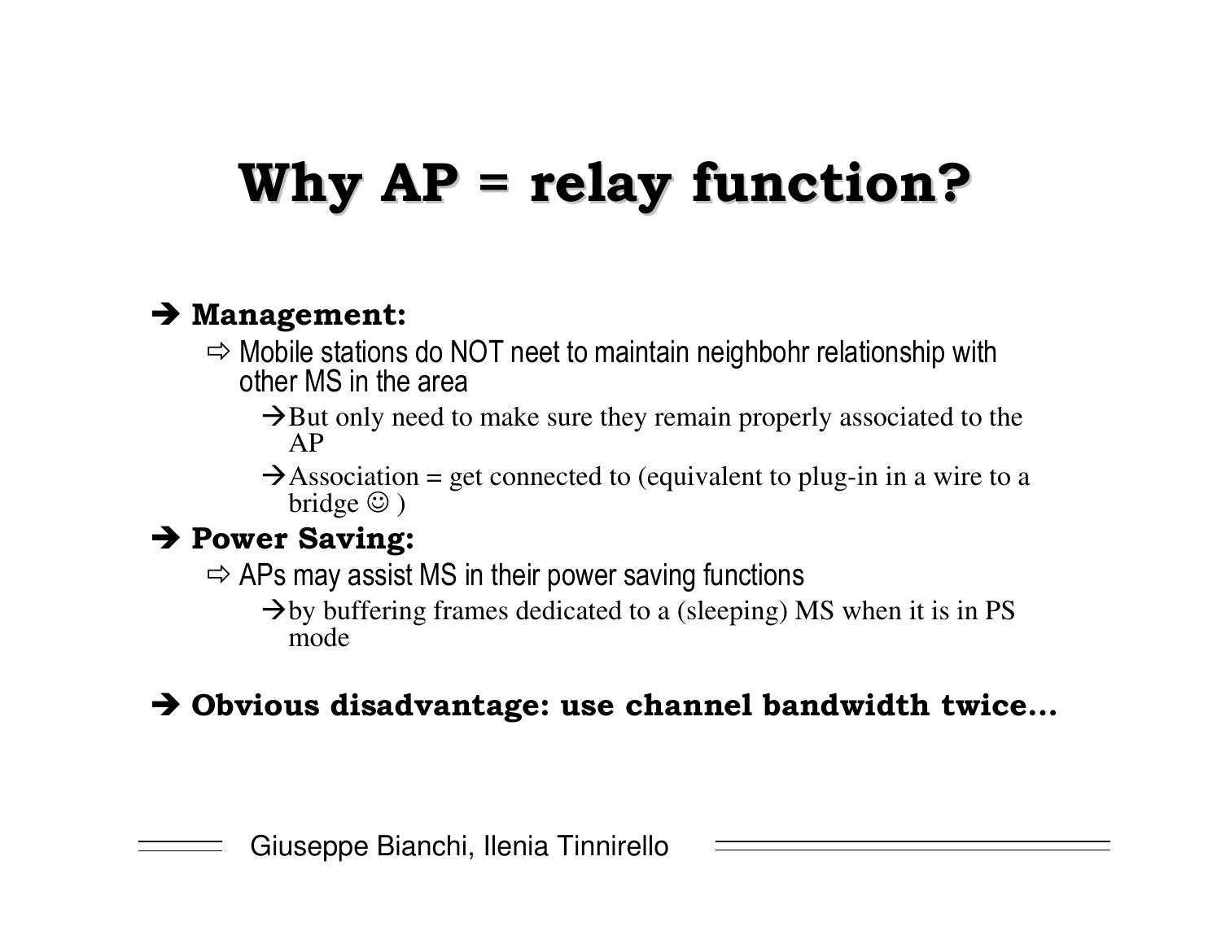# Why AP = relay function?

- **Management:**
  - Mobile stations do NOT neet to maintain neighbohr relationship with other MS in the area
    - But only need to make sure they remain properly associated to the AP
    - Association = get connected to (equivalent to plug-in in a wire to a bridge ☺ )
- **Power Saving:**
  - APs may assist MS in their power saving functions
    - by buffering frames dedicated to a (sleeping) MS when it is in PS mode
- **Obvious disadvantage: use channel bandwidth twice…**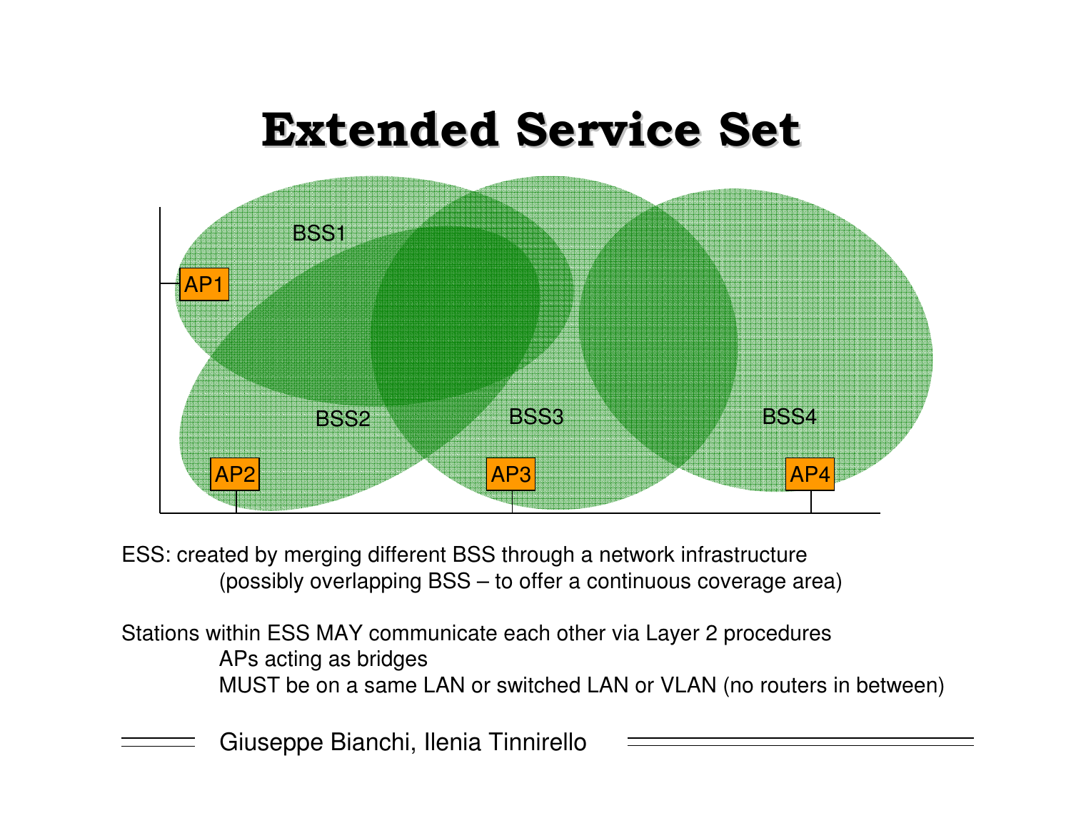# Extended Service Set

BSS1

AP1

BSS2

AP2

BSS3

AP3

BSS4

AP4

ESS: created by merging different BSS through a network infrastructure
(possibly overlapping BSS – to offer a continuous coverage area)

Stations within ESS MAY communicate each other via Layer 2 procedures
APs acting as bridges
MUST be on a same LAN or switched LAN or VLAN (no routers in between)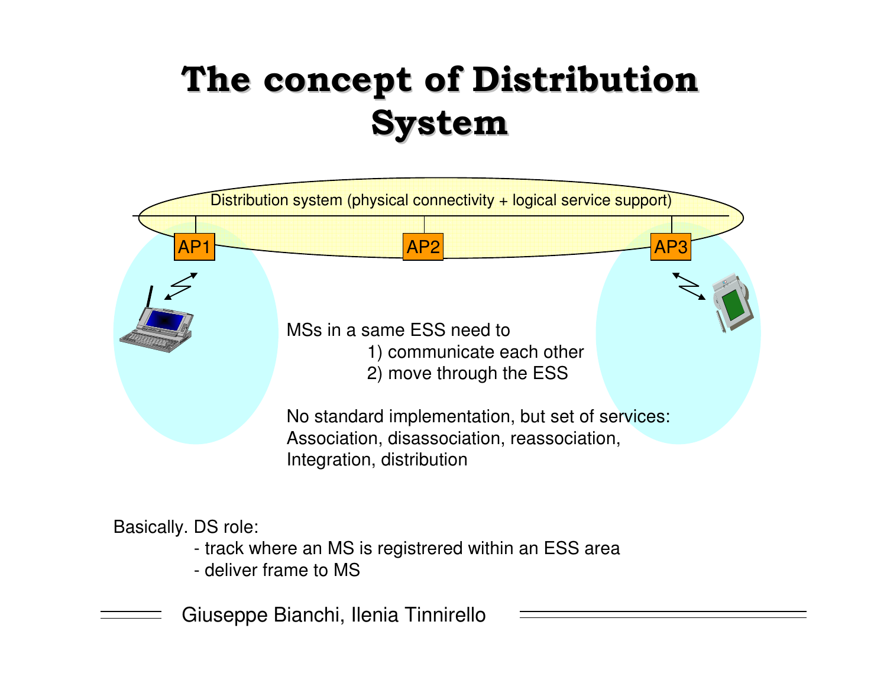# The concept of Distribution System

Distribution system (physical connectivity + logical service support)

AP1 AP2 AP3

MSs in a same ESS need to

1) communicate each other
2) move through the ESS

No standard implementation, but set of services:
Association, disassociation, reassociation,
Integration, distribution

Basically. DS role:

- track where an MS is registrered within an ESS area
- deliver frame to MS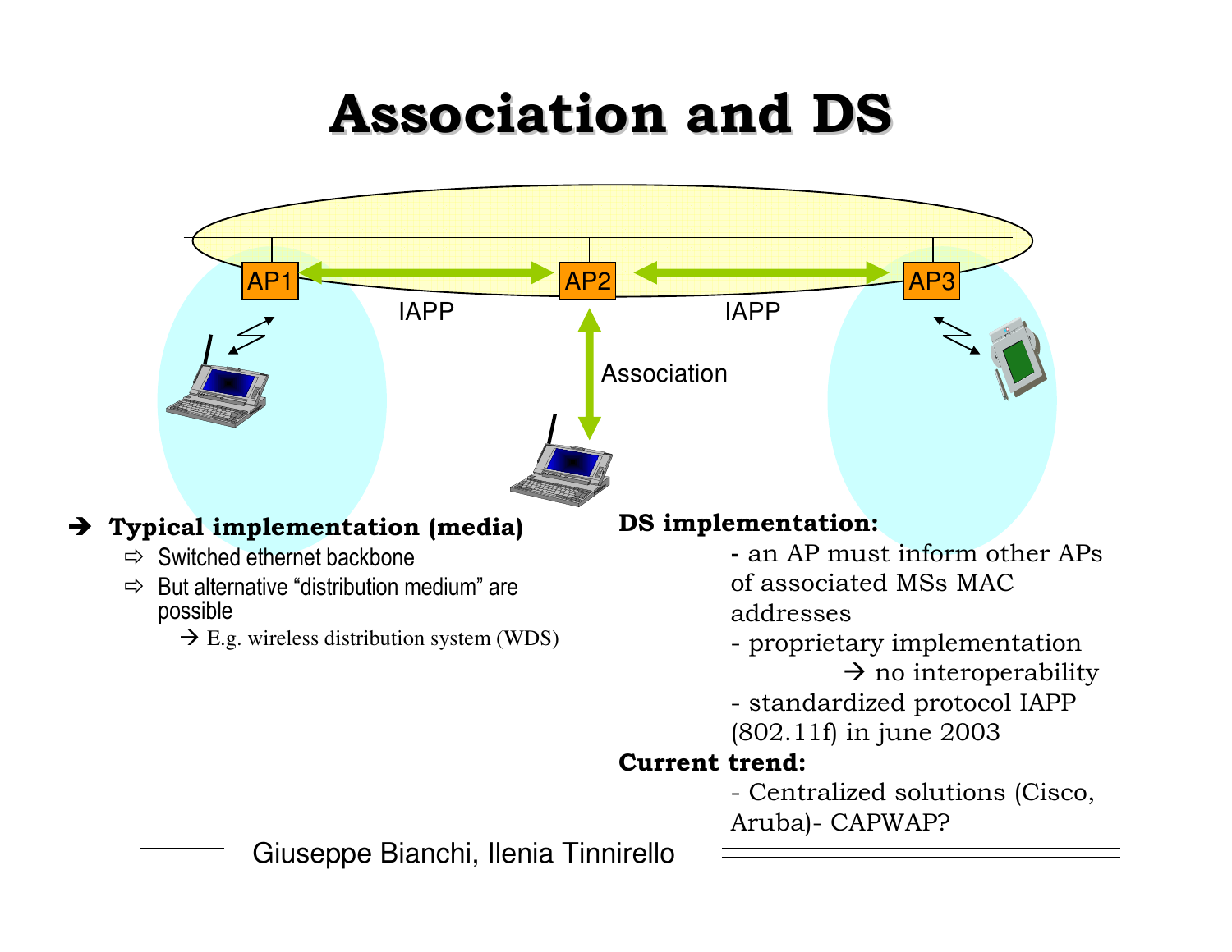# Association and DS

AP1 AP2 AP3

IAPP IAPP

Association

- **Typical implementation (media)**
  - Switched ethernet backbone
  - But alternative “distribution medium” are possible
    - → E.g. wireless distribution system (WDS)

**DS implementation:**

- an AP must inform other APs of associated MSs MAC addresses
- proprietary implementation
  → no interoperability
- standardized protocol IAPP (802.11f) in june 2003

**Current trend:**

- Centralized solutions (Cisco, Aruba)- CAPWAP?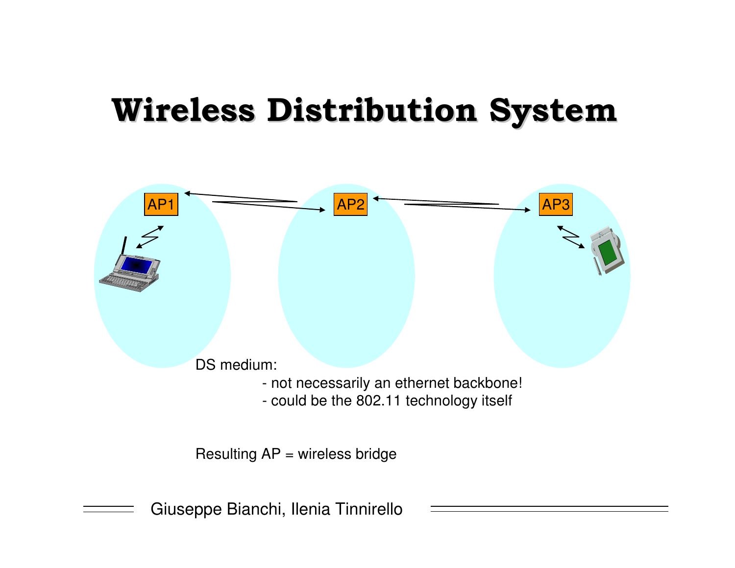# Wireless Distribution System

AP1 AP2 AP3

DS medium:

- not necessarily an ethernet backbone!
- could be the 802.11 technology itself

Resulting AP = wireless bridge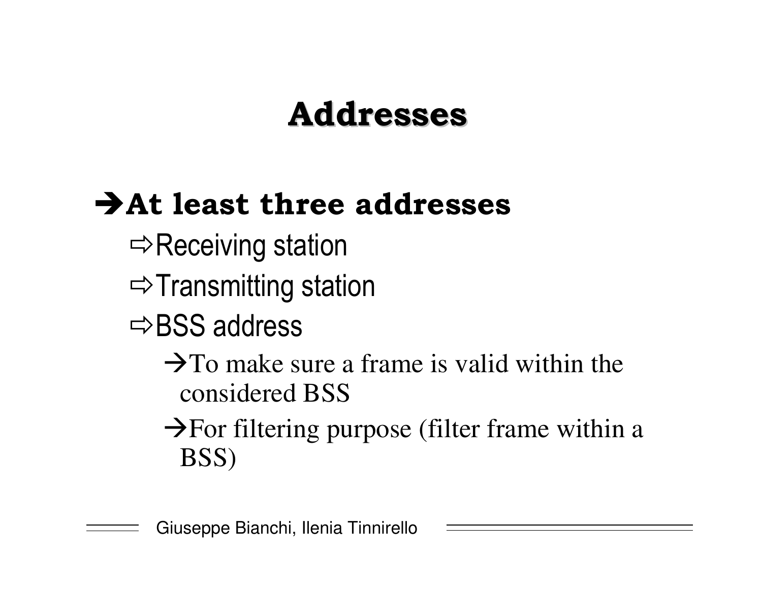# Addresses

- **At least three addresses**
  - Receiving station
  - Transmitting station
  - BSS address
    - To make sure a frame is valid within the considered BSS
    - For filtering purpose (filter frame within a BSS)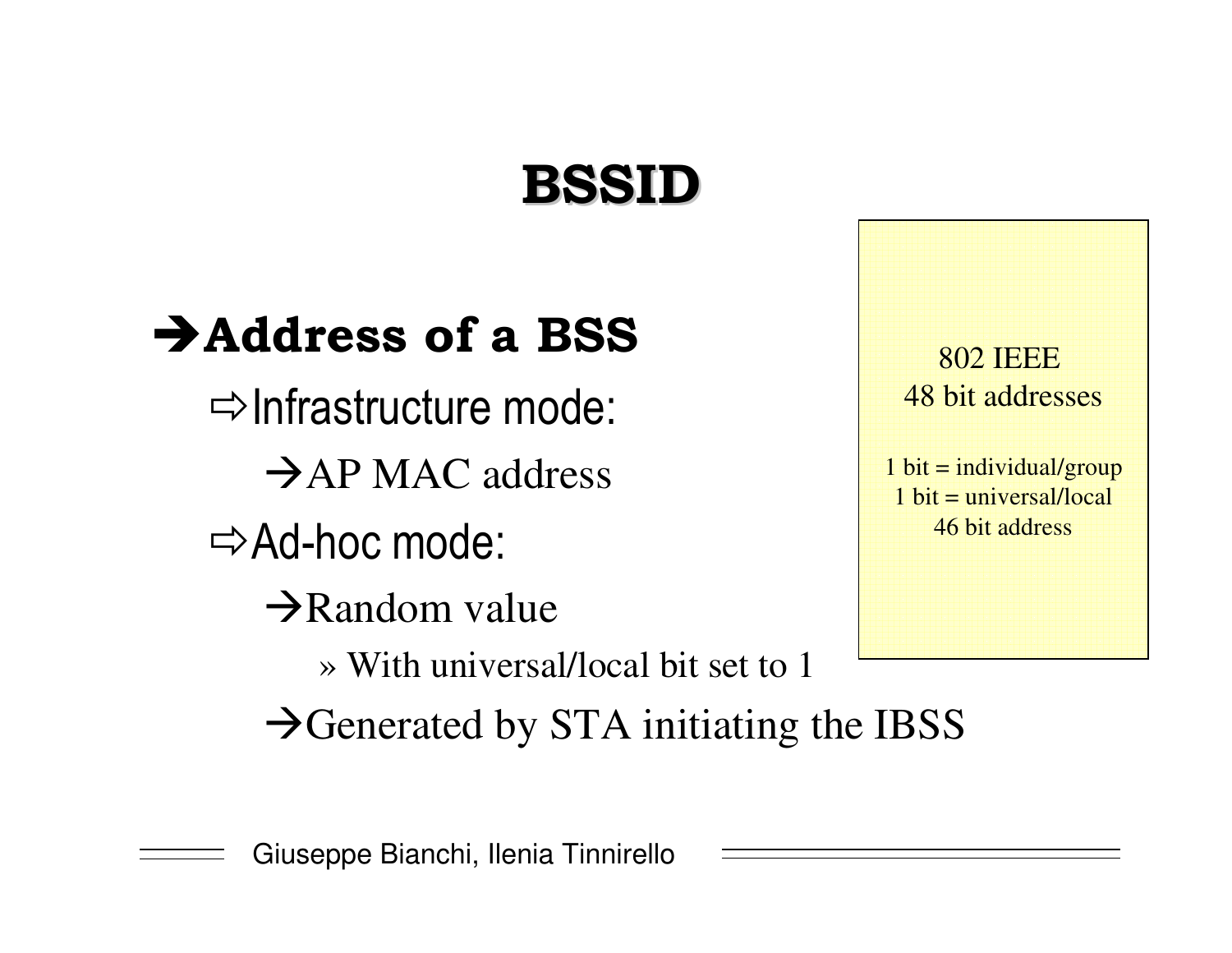# BSSID

- **Address of a BSS**
  - Infrastructure mode:
    - AP MAC address
  - Ad-hoc mode:
    - Random value
      - With universal/local bit set to 1
    - Generated by STA initiating the IBSS

802 IEEE
48 bit addresses

1 bit = individual/group
1 bit = universal/local
46 bit address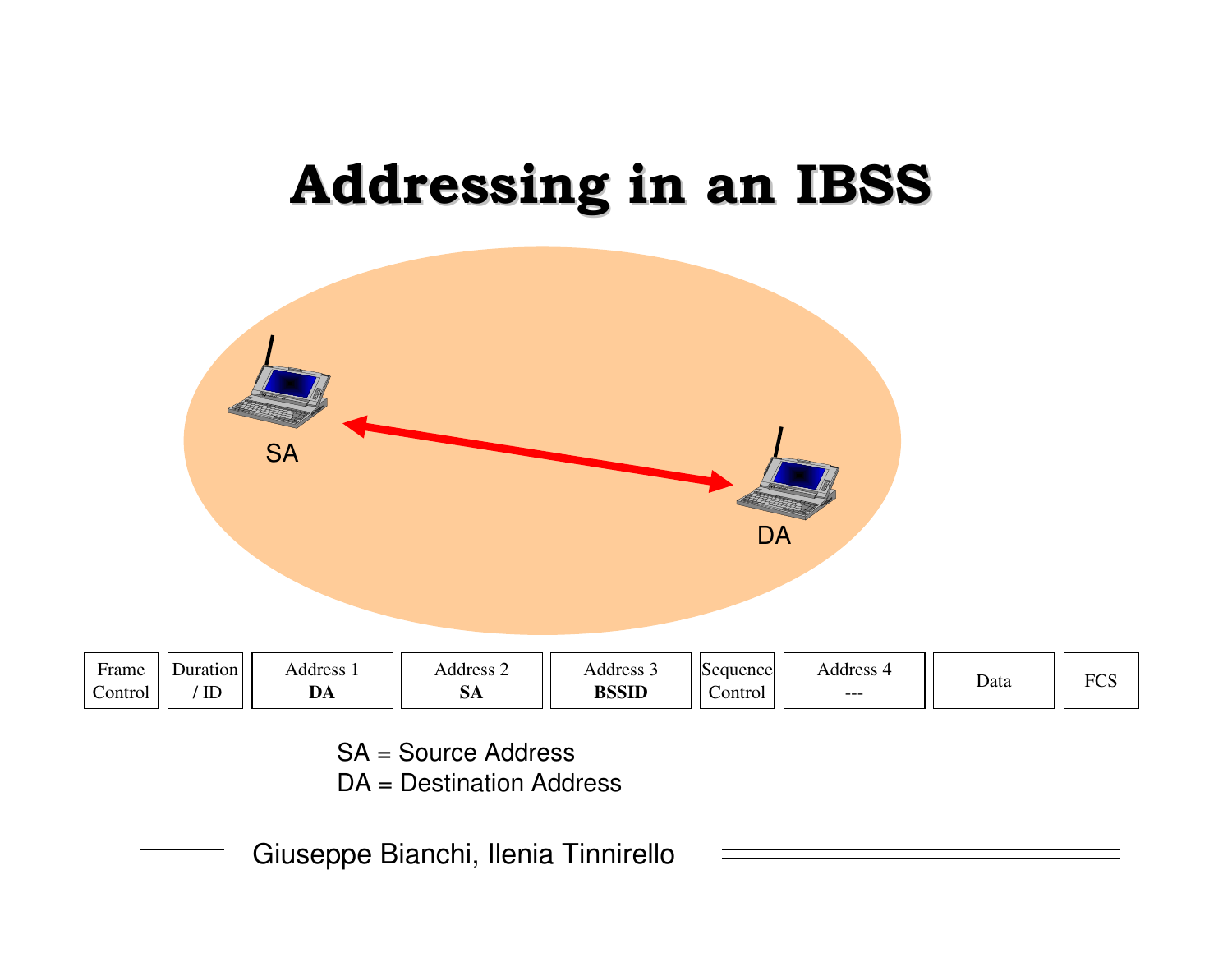# Addressing in an IBSS

SA

DA

| Frame Control | Duration / ID | Address 1 **DA** | Address 2 **SA** | Address 3 **BSSID** | Sequence Control | Address 4 --- | Data | FCS |
|---|---|---|---|---|---|---|---|---|

SA = Source Address
DA = Destination Address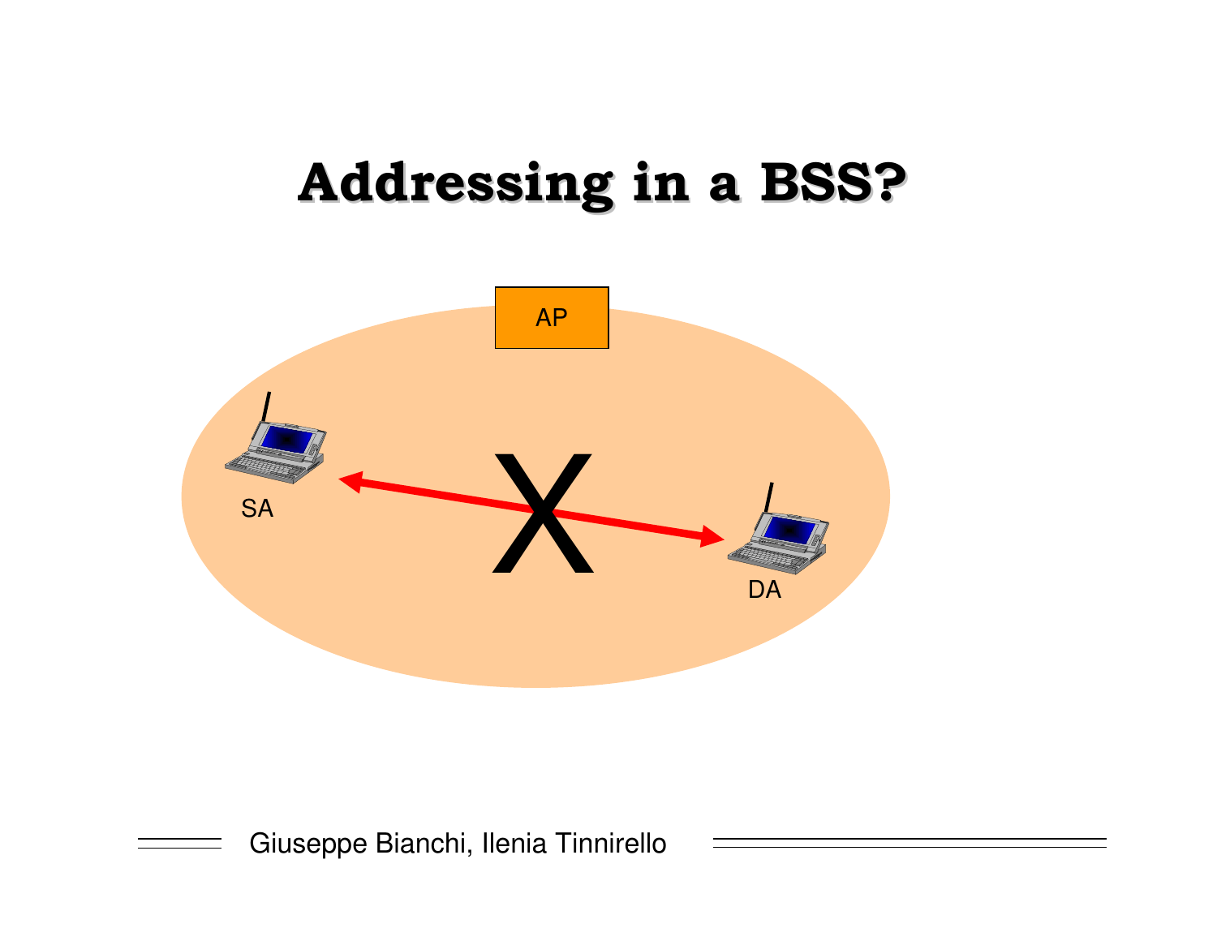# Addressing in a BSS?

AP

SA

DA

X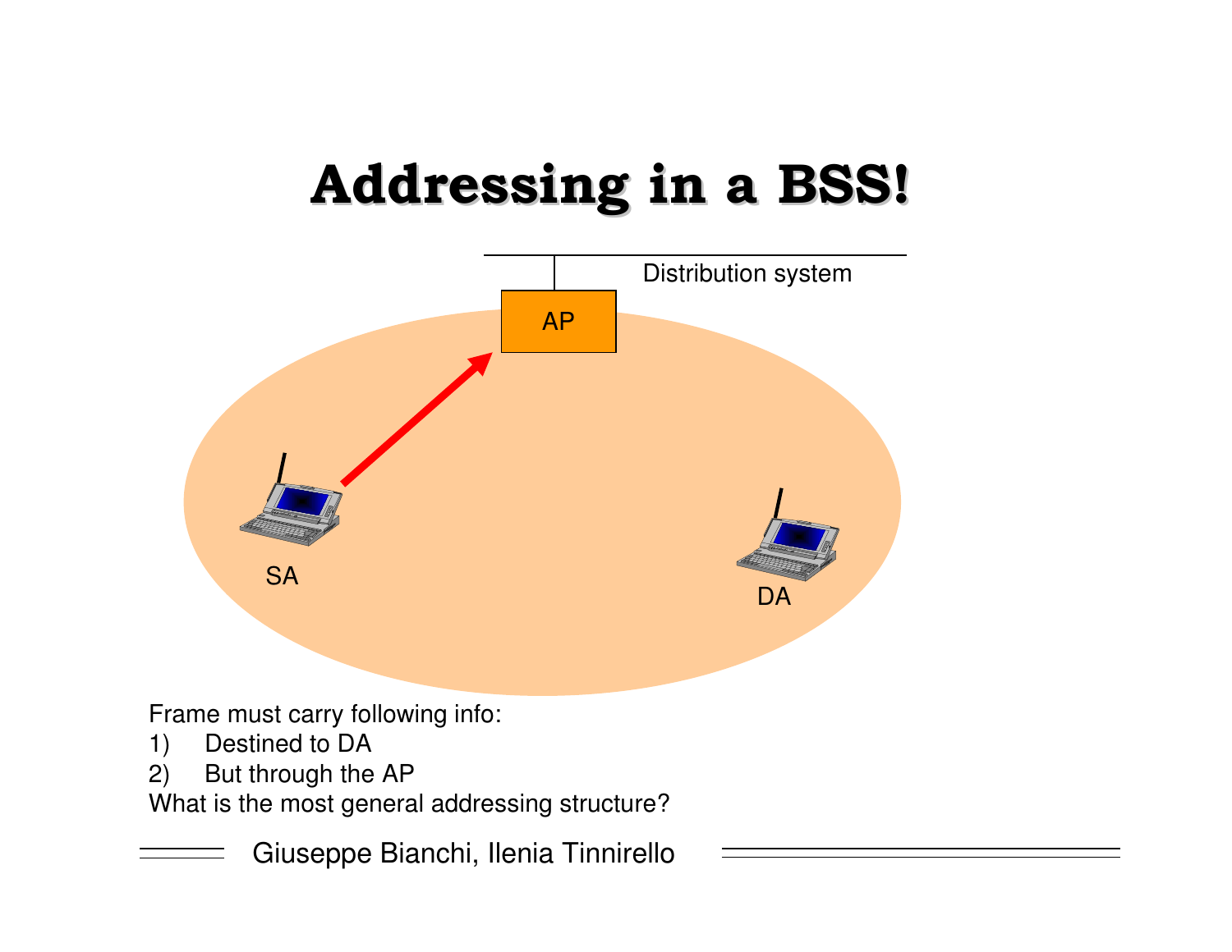# Addressing in a BSS!

Distribution system

AP

SA

DA

Frame must carry following info:

1) Destined to DA
2) But through the AP

What is the most general addressing structure?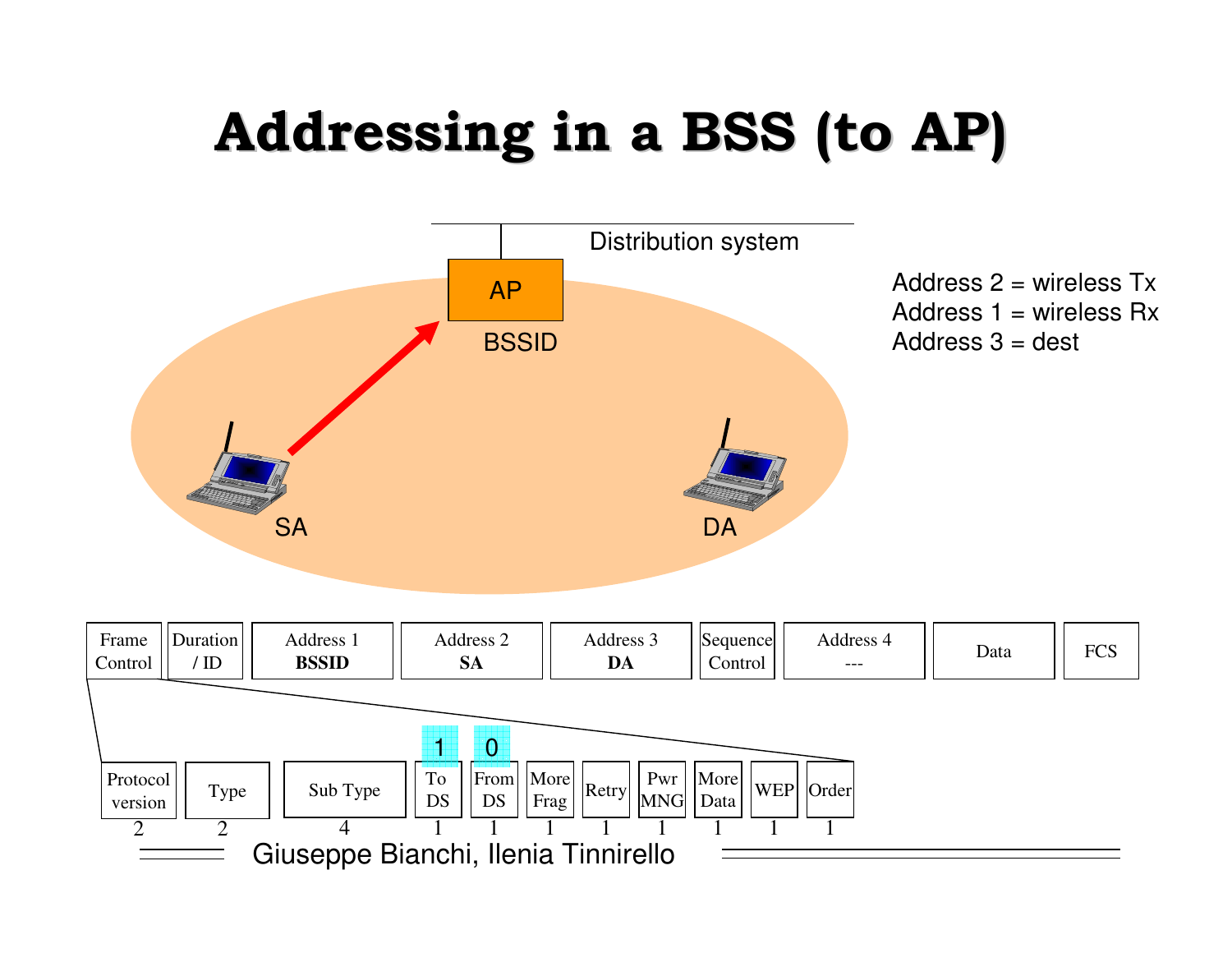# Addressing in a BSS (to AP)

Distribution system

AP

BSSID

SA

DA

Address 2 = wireless Tx
Address 1 = wireless Rx
Address 3 = dest

| Frame Control | Duration / ID | Address 1 **BSSID** | Address 2 **SA** | Address 3 **DA** | Sequence Control | Address 4 --- | Data | FCS |
|---|---|---|---|---|---|---|---|---|

| Protocol version | Type | Sub Type | To DS | From DS | More Frag | Retry | Pwr MNG | More Data | WEP | Order |
|---|---|---|---|---|---|---|---|---|---|---|
| | | | 1 | 0 | | | | | | |
| 2 | 2 | 4 | 1 | 1 | 1 | 1 | 1 | 1 | 1 | 1 |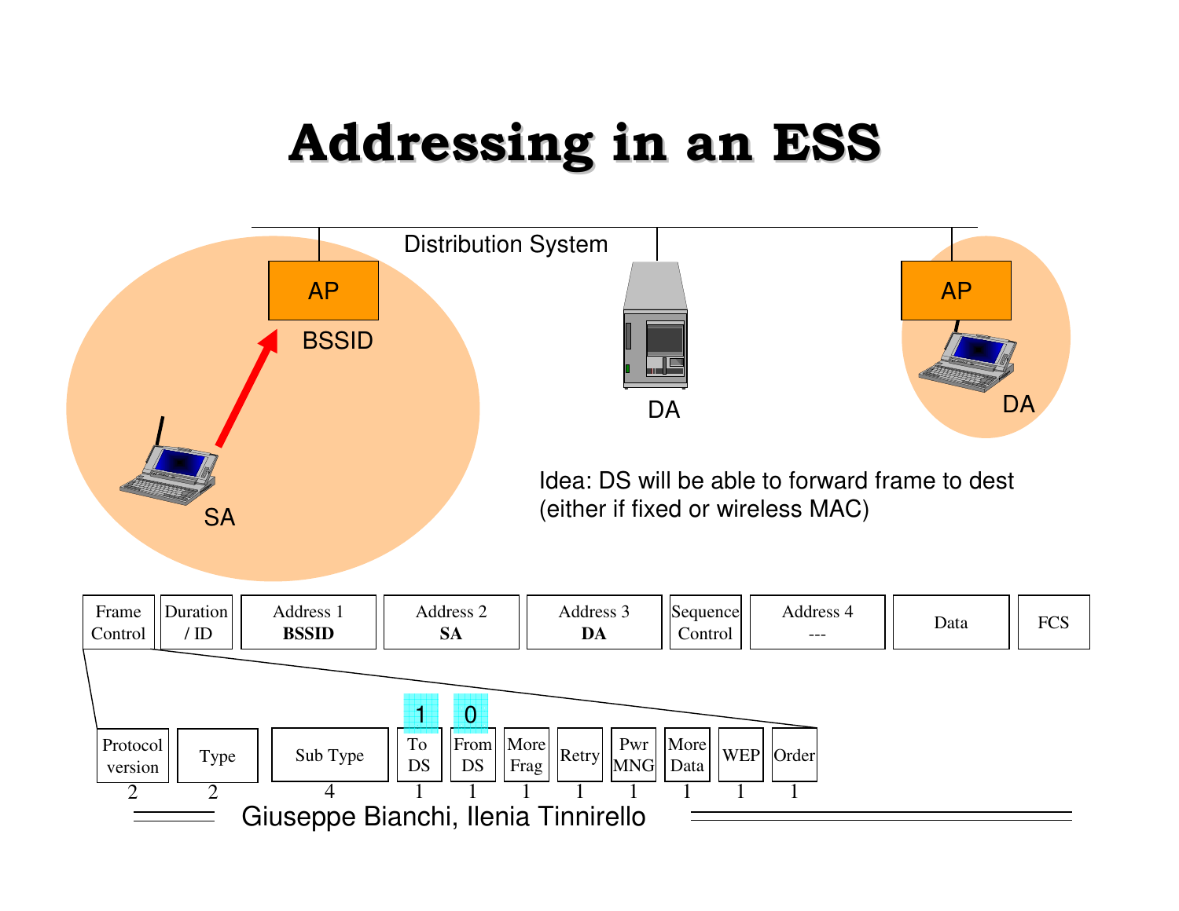# Addressing in an ESS

Distribution System

AP

BSSID

SA

DA

AP

DA

Idea: DS will be able to forward frame to dest (either if fixed or wireless MAC)

| Frame Control | Duration / ID | Address 1 **BSSID** | Address 2 **SA** | Address 3 **DA** | Sequence Control | Address 4 --- | Data | FCS |
|---|---|---|---|---|---|---|---|---|

| Protocol version | Type | Sub Type | To DS | From DS | More Frag | Retry | Pwr MNG | More Data | WEP | Order |
|---|---|---|---|---|---|---|---|---|---|---|
| | | | 1 | 0 | | | | | | |
| 2 | 2 | 4 | 1 | 1 | 1 | 1 | 1 | 1 | 1 | 1 |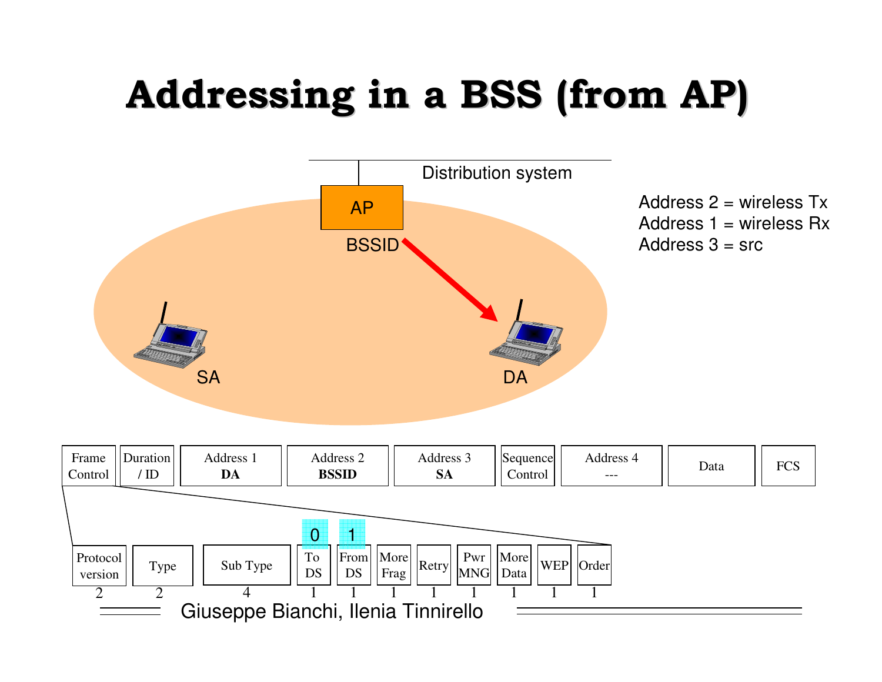# Addressing in a BSS (from AP)

Distribution system

AP

BSSID

SA

DA

Address 2 = wireless Tx
Address 1 = wireless Rx
Address 3 = src

| Frame Control | Duration / ID | Address 1 **DA** | Address 2 **BSSID** | Address 3 **SA** | Sequence Control | Address 4 --- | Data | FCS |
|---|---|---|---|---|---|---|---|---|

| Protocol version | Type | Sub Type | To DS | From DS | More Frag | Retry | Pwr MNG | More Data | WEP | Order |
|---|---|---|---|---|---|---|---|---|---|---|
| | | | 0 | 1 | | | | | | |
| 2 | 2 | 4 | 1 | 1 | 1 | 1 | 1 | 1 | 1 | 1 |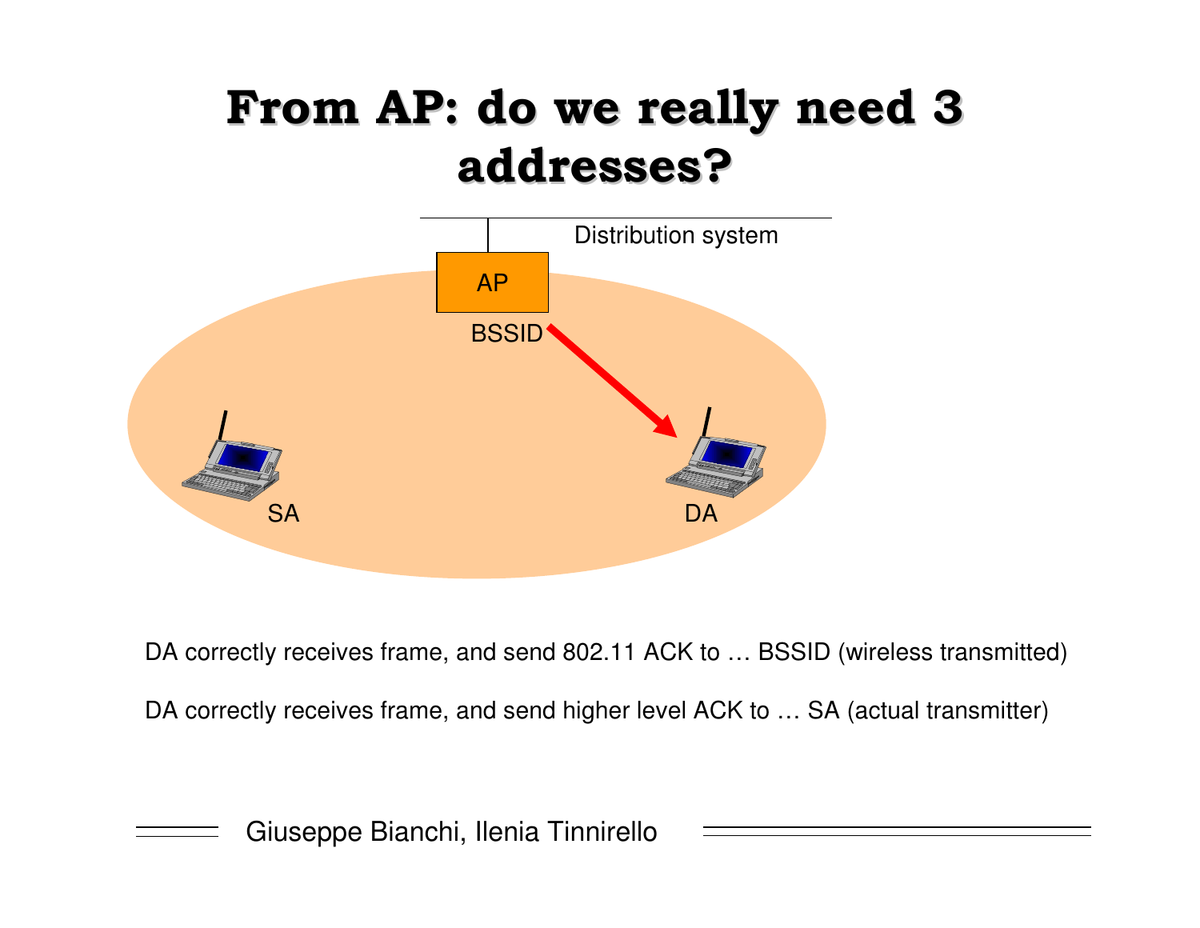# From AP: do we really need 3 addresses?

Distribution system

AP

BSSID

SA

DA

DA correctly receives frame, and send 802.11 ACK to … BSSID (wireless transmitted)

DA correctly receives frame, and send higher level ACK to … SA (actual transmitter)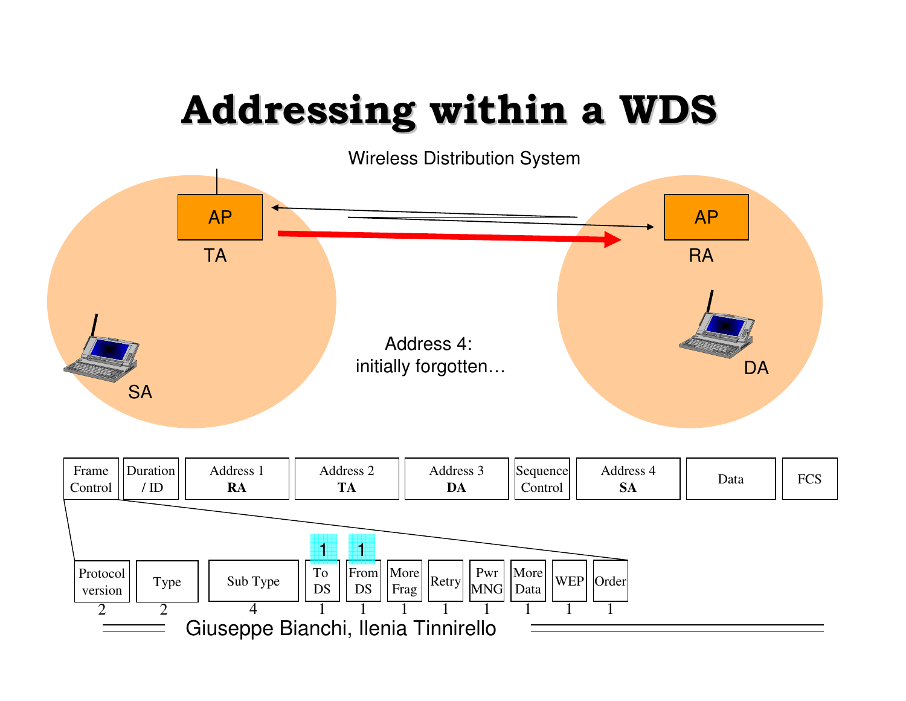# Addressing within a WDS

Wireless Distribution System

AP

TA

AP

RA

SA

DA

Address 4:
initially forgotten…

| Frame Control | Duration / ID | Address 1 **RA** | Address 2 **TA** | Address 3 **DA** | Sequence Control | Address 4 **SA** | Data | FCS |
|---|---|---|---|---|---|---|---|---|

| Protocol version | Type | Sub Type | To DS | From DS | More Frag | Retry | Pwr MNG | More Data | WEP | Order |
|---|---|---|---|---|---|---|---|---|---|---|
| | | | 1 | 1 | | | | | | |
| 2 | 2 | 4 | 1 | 1 | 1 | 1 | 1 | 1 | 1 | 1 |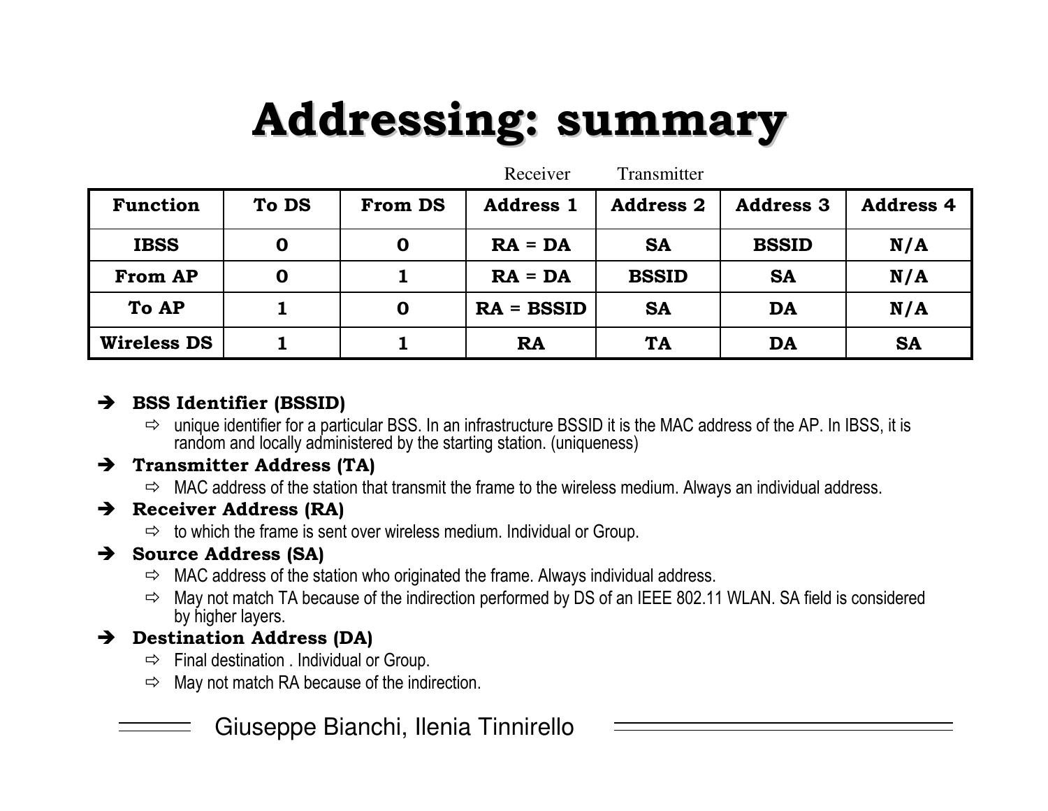# Addressing: summary

| Function | To DS | From DS | Address 1 (Receiver) | Address 2 (Transmitter) | Address 3 | Address 4 |
|---|---|---|---|---|---|---|
| **IBSS** | **0** | **0** | **RA = DA** | **SA** | **BSSID** | **N/A** |
| **From AP** | **0** | **1** | **RA = DA** | **BSSID** | **SA** | **N/A** |
| **To AP** | **1** | **0** | **RA = BSSID** | **SA** | **DA** | **N/A** |
| **Wireless DS** | **1** | **1** | **RA** | **TA** | **DA** | **SA** |

- **BSS Identifier (BSSID)**
  - unique identifier for a particular BSS. In an infrastructure BSSID it is the MAC address of the AP. In IBSS, it is random and locally administered by the starting station. (uniqueness)
- **Transmitter Address (TA)**
  - MAC address of the station that transmit the frame to the wireless medium. Always an individual address.
- **Receiver Address (RA)**
  - to which the frame is sent over wireless medium. Individual or Group.
- **Source Address (SA)**
  - MAC address of the station who originated the frame. Always individual address.
  - May not match TA because of the indirection performed by DS of an IEEE 802.11 WLAN. SA field is considered by higher layers.
- **Destination Address (DA)**
  - Final destination . Individual or Group.
  - May not match RA because of the indirection.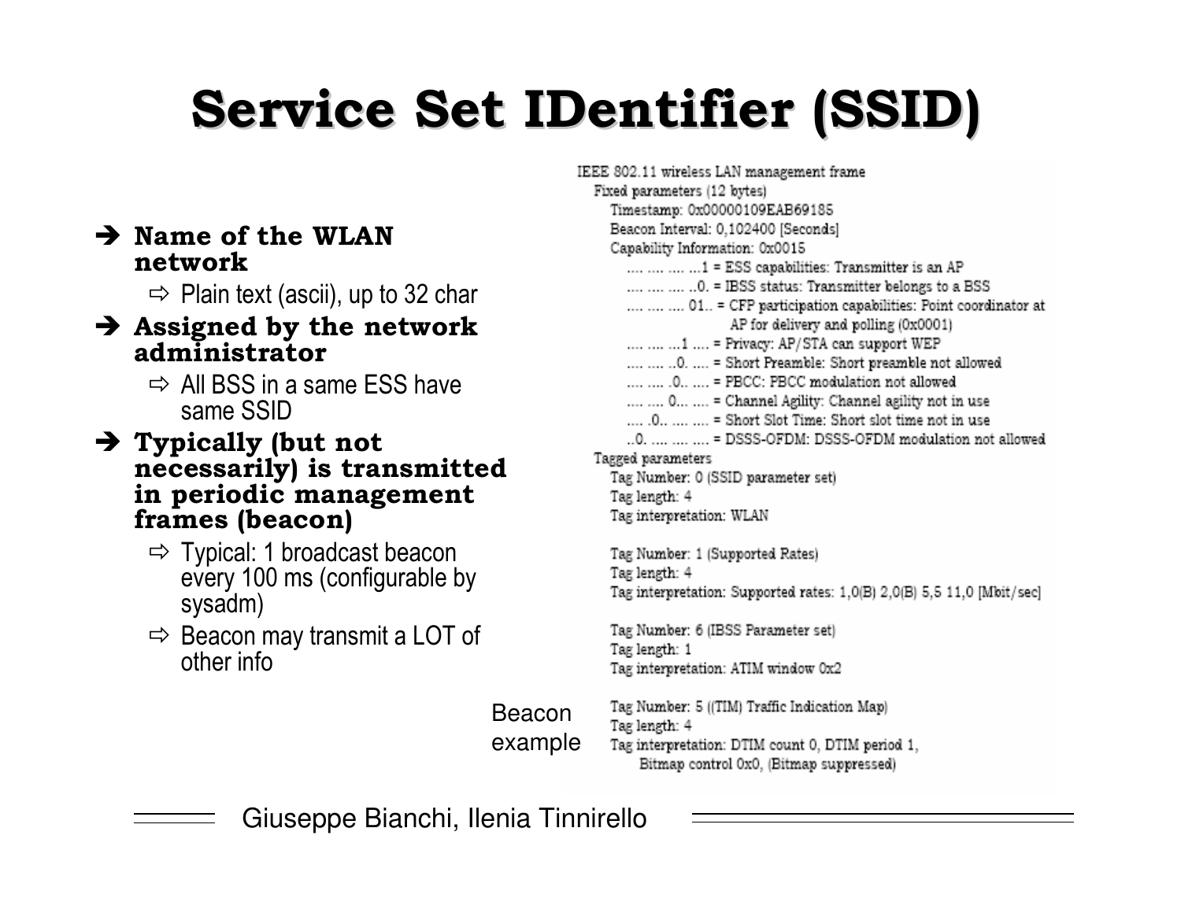# Service Set IDentifier (SSID)

- **Name of the WLAN network**
  - Plain text (ascii), up to 32 char
- **Assigned by the network administrator**
  - All BSS in a same ESS have same SSID
- **Typically (but not necessarily) is transmitted in periodic management frames (beacon)**
  - Typical: 1 broadcast beacon every 100 ms (configurable by sysadm)
  - Beacon may transmit a LOT of other info

```
IEEE 802.11 wireless LAN management frame
  Fixed parameters (12 bytes)
    Timestamp: 0x00000109EAB69185
    Beacon Interval: 0,102400 [Seconds]
    Capability Information: 0x0015
      .... .... .... ...1 = ESS capabilities: Transmitter is an AP
      .... .... .... ..0. = IBSS status: Transmitter belongs to a BSS
      .... .... .... 01.. = CFP participation capabilities: Point coordinator at
                            AP for delivery and polling (0x0001)
      .... .... ...1 .... = Privacy: AP/STA can support WEP
      .... .... ..0. .... = Short Preamble: Short preamble not allowed
      .... .... .0.. .... = PBCC: PBCC modulation not allowed
      .... .... 0... .... = Channel Agility: Channel agility not in use
      .... .0.. .... .... = Short Slot Time: Short slot time not in use
      ..0. .... .... .... = DSSS-OFDM: DSSS-OFDM modulation not allowed
  Tagged parameters
    Tag Number: 0 (SSID parameter set)
    Tag length: 4
    Tag interpretation: WLAN

    Tag Number: 1 (Supported Rates)
    Tag length: 4
    Tag interpretation: Supported rates: 1,0(B) 2,0(B) 5,5 11,0 [Mbit/sec]

    Tag Number: 6 (IBSS Parameter set)
    Tag length: 1
    Tag interpretation: ATIM window 0x2

    Tag Number: 5 ((TIM) Traffic Indication Map)
    Tag length: 4
    Tag interpretation: DTIM count 0, DTIM period 1,
        Bitmap control 0x0, (Bitmap suppressed)
```

Beacon example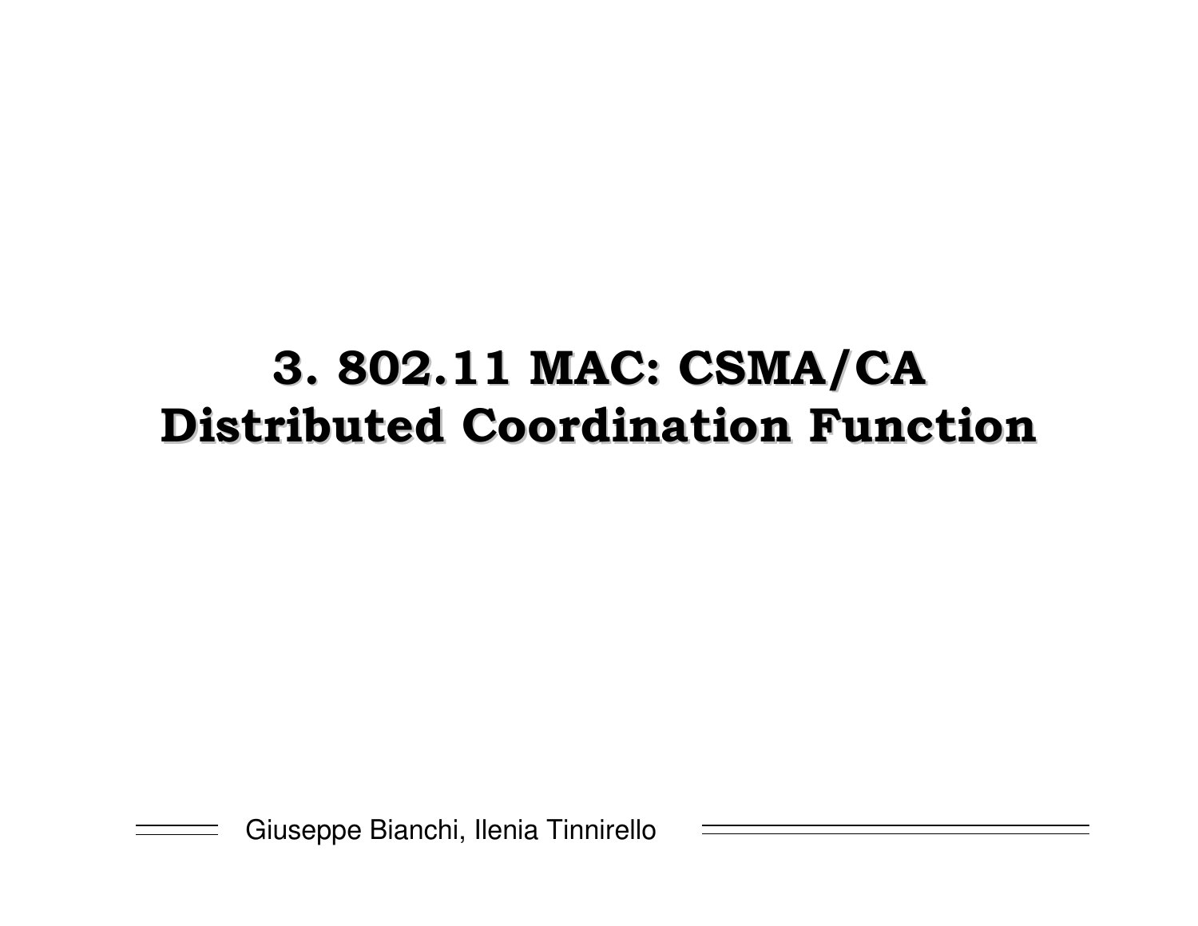# 3. 802.11 MAC: CSMA/CA Distributed Coordination Function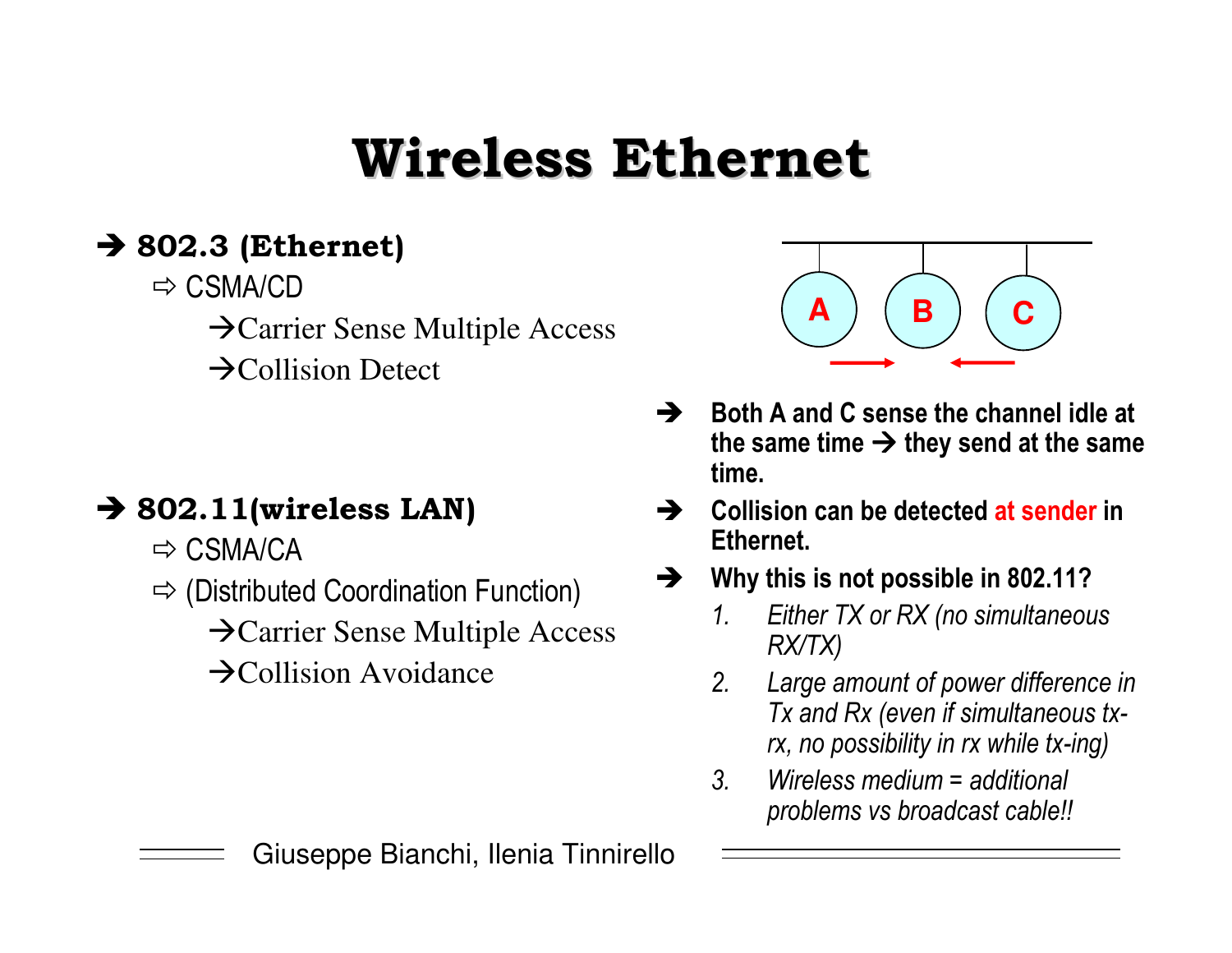# Wireless Ethernet

- ➔ **802.3 (Ethernet)**
  - ⇨ CSMA/CD
    - →Carrier Sense Multiple Access
    - →Collision Detect

- ➔ **802.11(wireless LAN)**
  - ⇨ CSMA/CA
  - ⇨ (Distributed Coordination Function)
    - →Carrier Sense Multiple Access
    - →Collision Avoidance

A B C

- ➔ **Both A and C sense the channel idle at the same time → they send at the same time.**
- ➔ **Collision can be detected at sender in Ethernet.**
- ➔ **Why this is not possible in 802.11?**
  1. *Either TX or RX (no simultaneous RX/TX)*
  2. *Large amount of power difference in Tx and Rx (even if simultaneous tx-rx, no possibility in rx while tx-ing)*
  3. *Wireless medium = additional problems vs broadcast cable!!*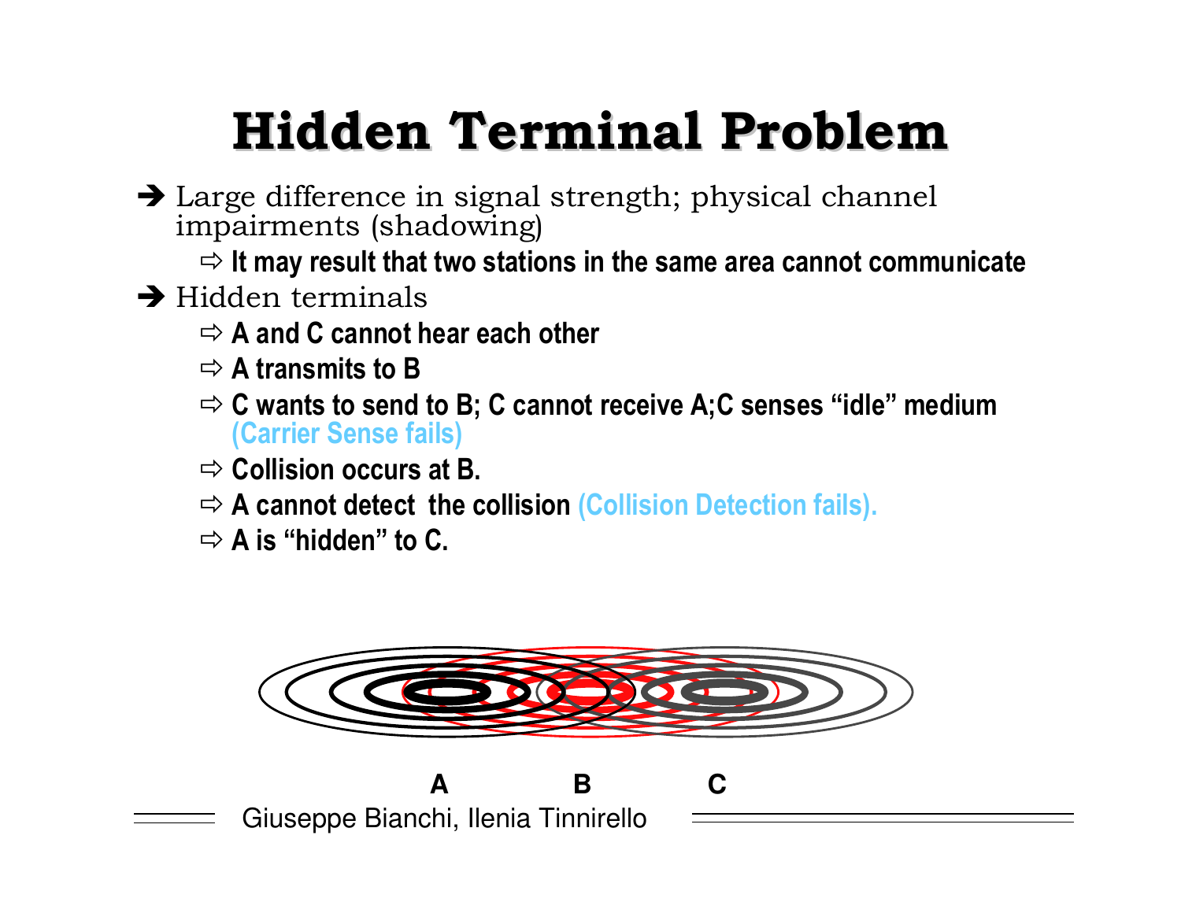# Hidden Terminal Problem

- Large difference in signal strength; physical channel impairments (shadowing)
  - **It may result that two stations in the same area cannot communicate**
- Hidden terminals
  - **A and C cannot hear each other**
  - **A transmits to B**
  - **C wants to send to B; C cannot receive A;C senses "idle" medium (Carrier Sense fails)**
  - **Collision occurs at B.**
  - **A cannot detect the collision (Collision Detection fails).**
  - **A is "hidden" to C.**

**A** **B** **C**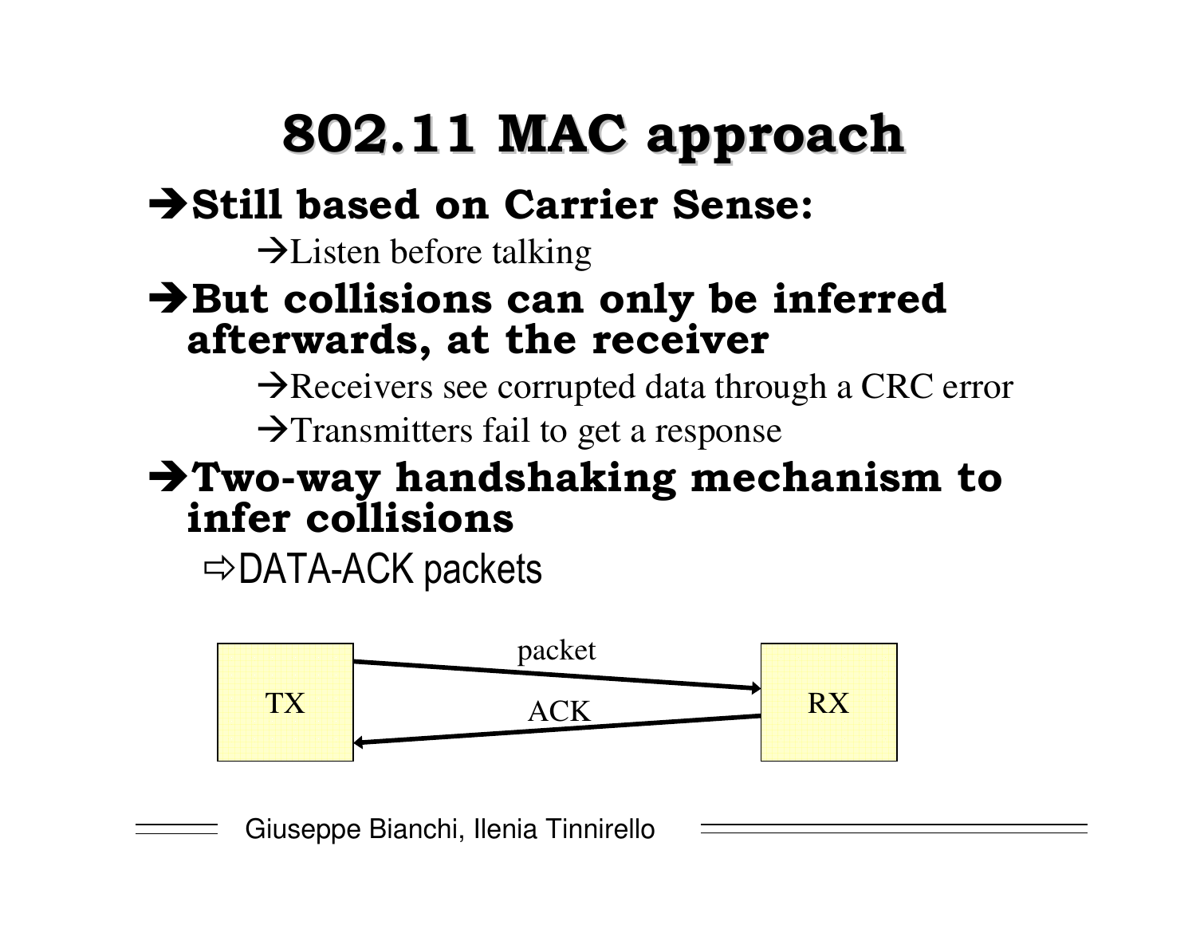# 802.11 MAC approach

- **Still based on Carrier Sense:**
  - Listen before talking
- **But collisions can only be inferred afterwards, at the receiver**
  - Receivers see corrupted data through a CRC error
  - Transmitters fail to get a response
- **Two-way handshaking mechanism to infer collisions**
  - DATA-ACK packets

TX → packet → RX

RX → ACK → TX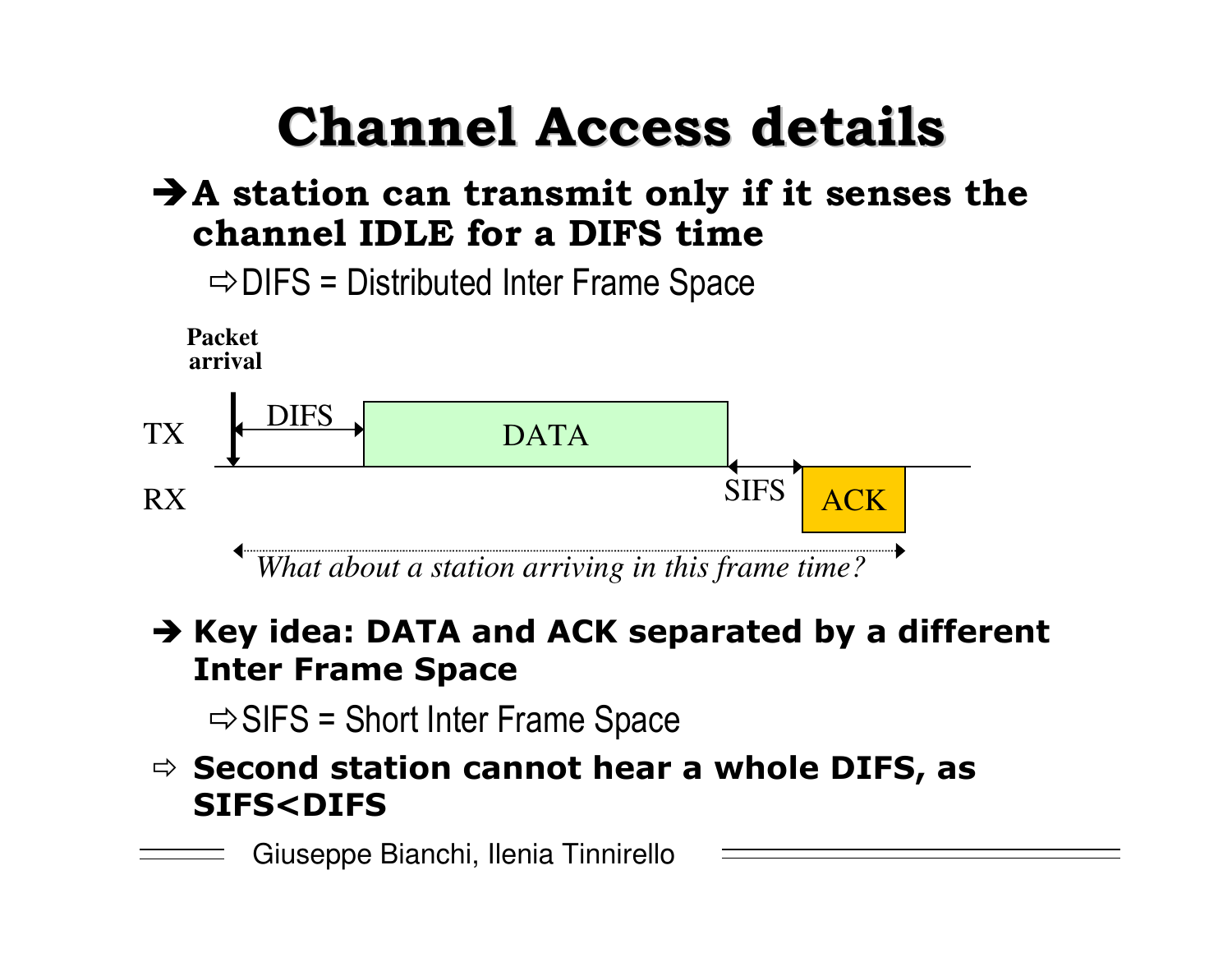# Channel Access details

- ➔ **A station can transmit only if it senses the channel IDLE for a DIFS time**
  - ⇨ DIFS = Distributed Inter Frame Space

**Packet arrival**

TX — DIFS — DATA

RX — SIFS — ACK

*What about a station arriving in this frame time?*

- ➔ **Key idea: DATA and ACK separated by a different Inter Frame Space**
  - ⇨ SIFS = Short Inter Frame Space
- ⇨ **Second station cannot hear a whole DIFS, as SIFS<DIFS**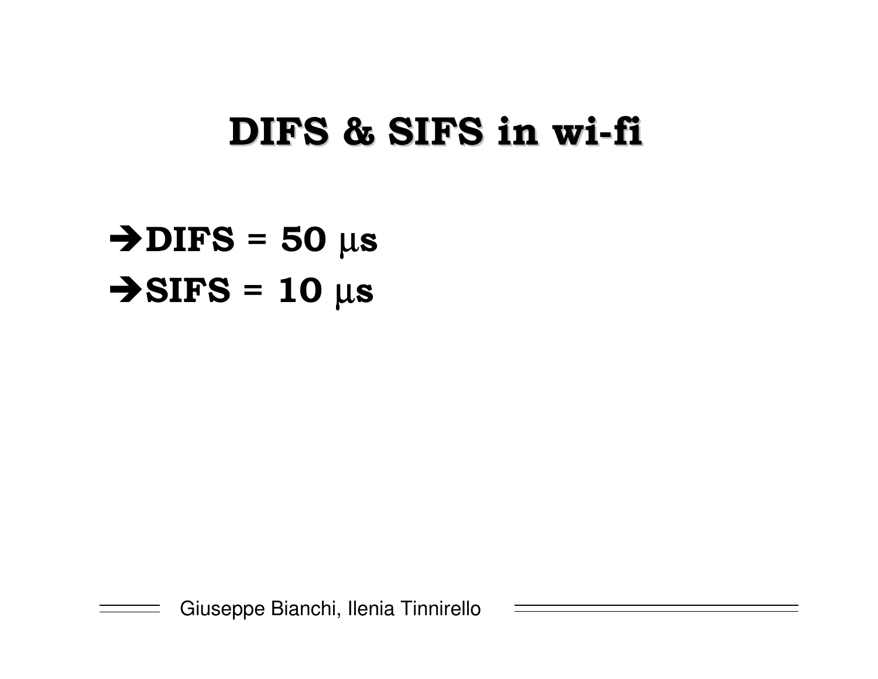# DIFS & SIFS in wi-fi

- **DIFS = 50 μs**
- **SIFS = 10 μs**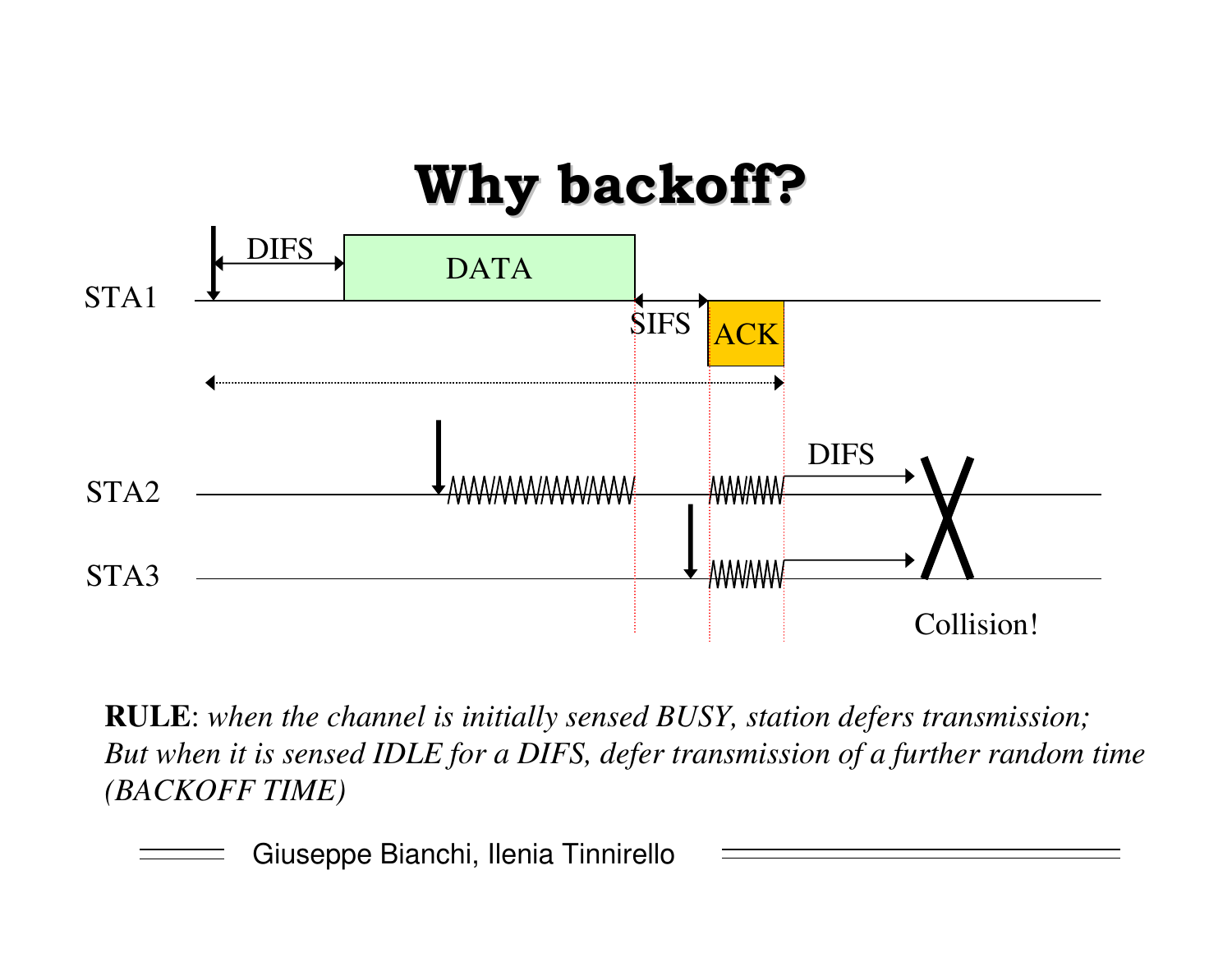# Why backoff?

STA1 DIFS DATA SIFS ACK

STA2 DIFS

STA3

Collision!

**RULE**: *when the channel is initially sensed BUSY, station defers transmission; But when it is sensed IDLE for a DIFS, defer transmission of a further random time (BACKOFF TIME)*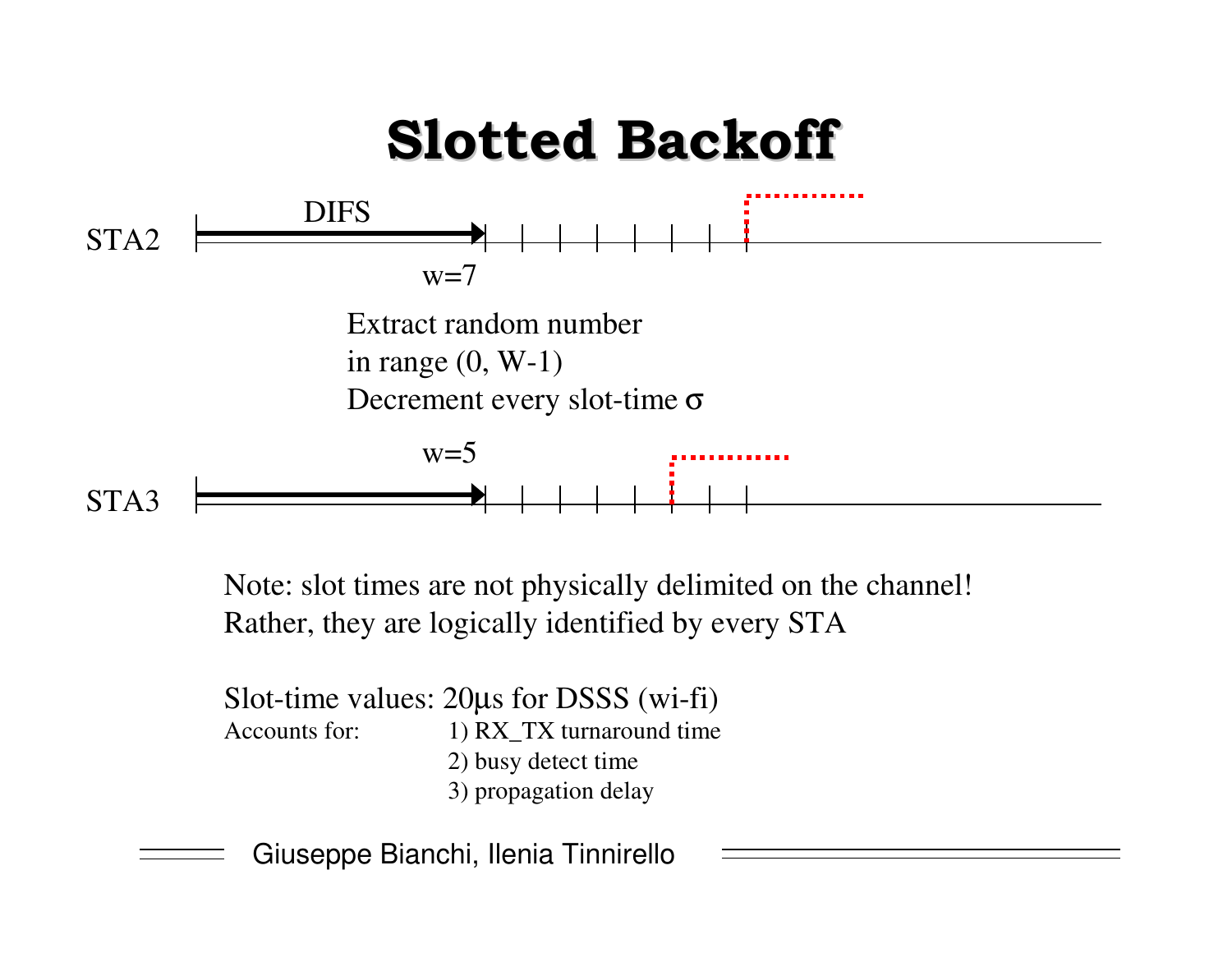# Slotted Backoff

STA2

DIFS

w=7

Extract random number
in range (0, W-1)
Decrement every slot-time σ

w=5

STA3

Note: slot times are not physically delimited on the channel!
Rather, they are logically identified by every STA

Slot-time values: 20μs for DSSS (wi-fi)

Accounts for:
1) RX_TX turnaround time
2) busy detect time
3) propagation delay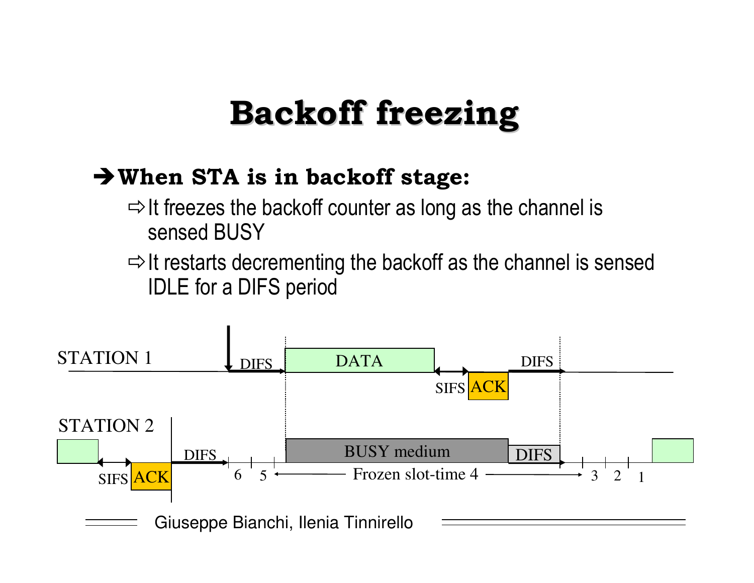# Backoff freezing

➔ **When STA is in backoff stage:**

- ⇨ It freezes the backoff counter as long as the channel is sensed BUSY
- ⇨ It restarts decrementing the backoff as the channel is sensed IDLE for a DIFS period

STATION 1 — DIFS — DATA — SIFS — ACK — DIFS

STATION 2 — SIFS — ACK — DIFS — 6 — 5 — BUSY medium — DIFS — Frozen slot-time 4 — 3 — 2 — 1

Giuseppe Bianchi, Ilenia Tinnirello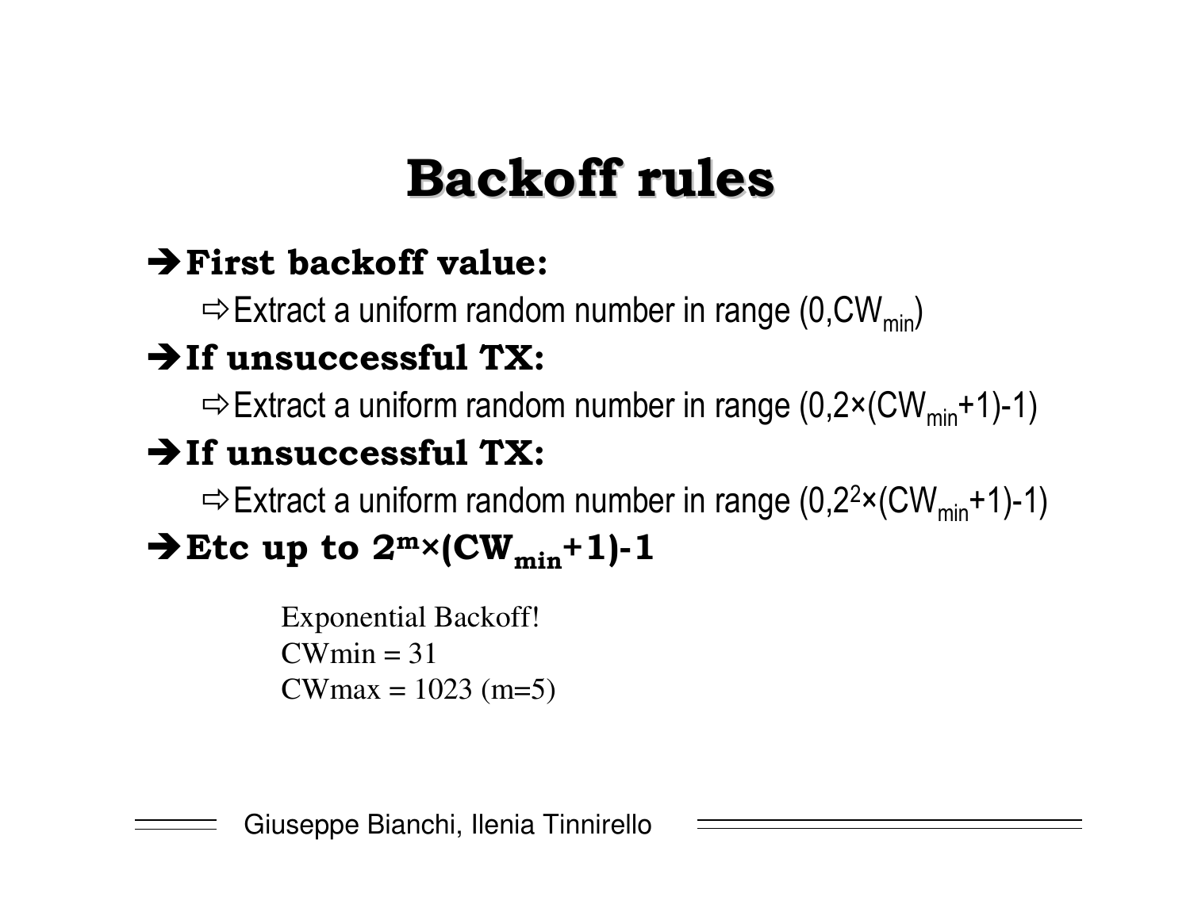# Backoff rules

- **First backoff value:**
  - Extract a uniform random number in range $(0,CW_{min})$
- **If unsuccessful TX:**
  - Extract a uniform random number in range $(0,2\times(CW_{min}+1)-1)$
- **If unsuccessful TX:**
  - Extract a uniform random number in range $(0,2^2\times(CW_{min}+1)-1)$
- **Etc up to $2^m\times(CW_{min}+1)-1$**

Exponential Backoff!
CWmin = 31
CWmax = 1023 (m=5)

Giuseppe Bianchi, Ilenia Tinnirello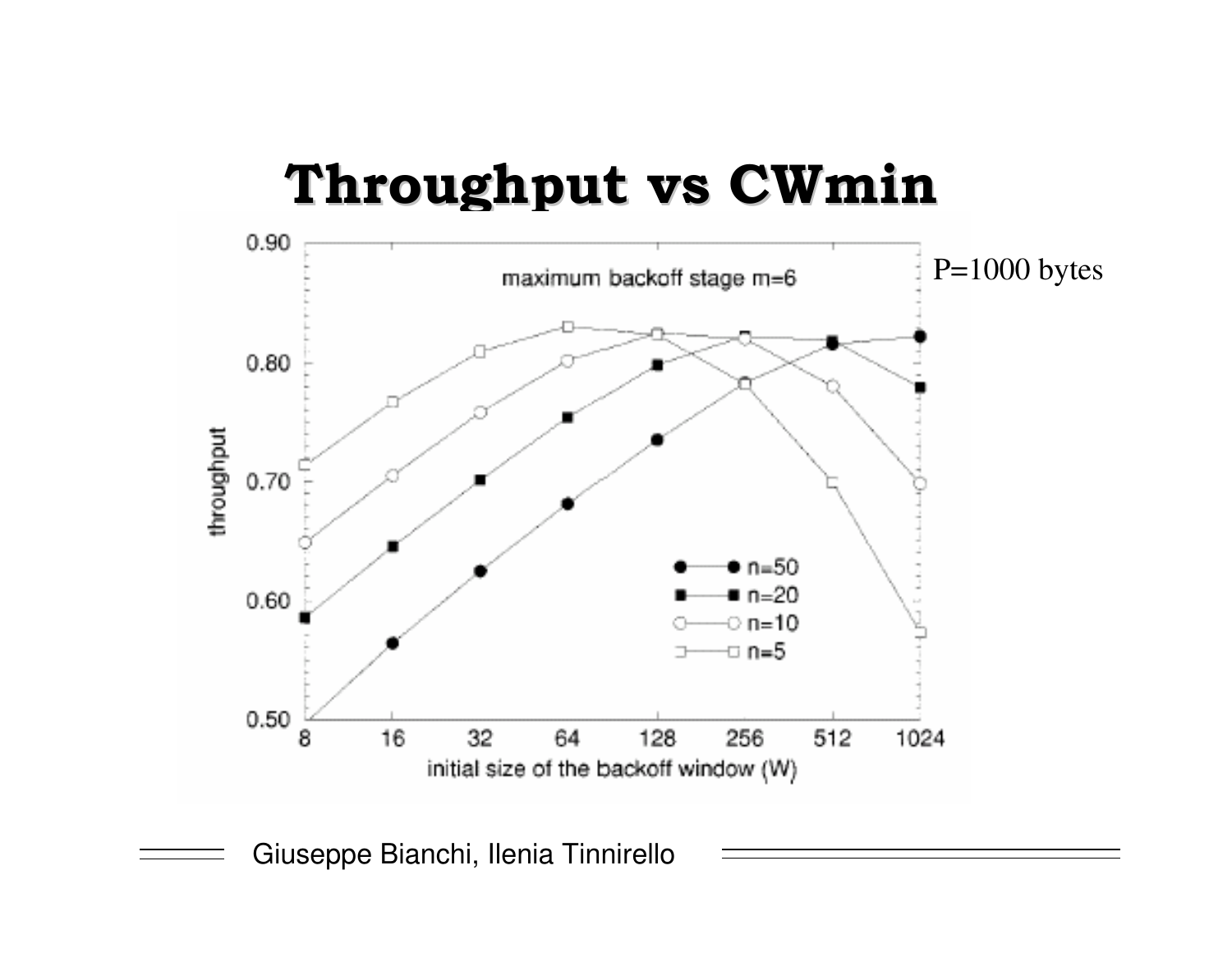# Throughput vs CWmin

P=1000 bytes

Giuseppe Bianchi, Ilenia Tinnirello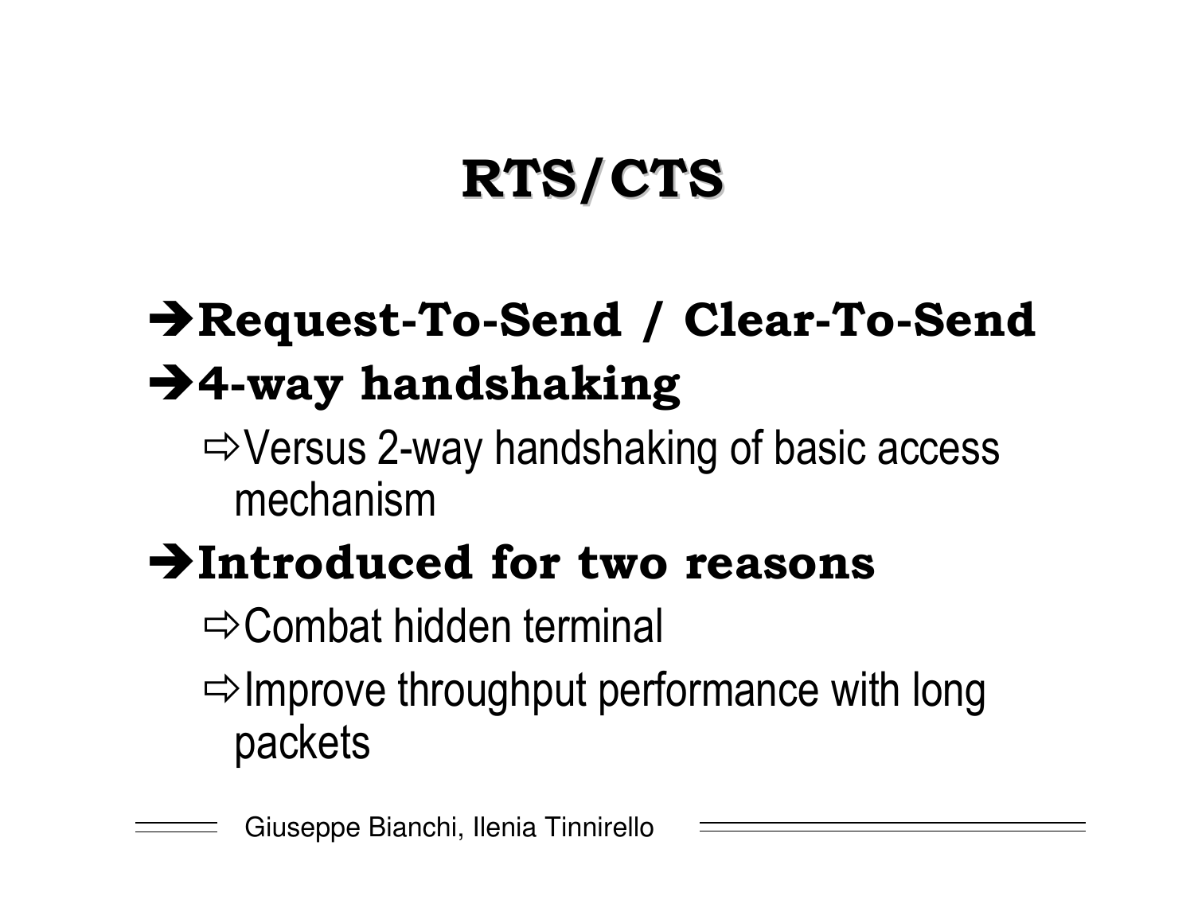# RTS/CTS

- **Request-To-Send / Clear-To-Send**
- **4-way handshaking**
  - Versus 2-way handshaking of basic access mechanism
- **Introduced for two reasons**
  - Combat hidden terminal
  - Improve throughput performance with long packets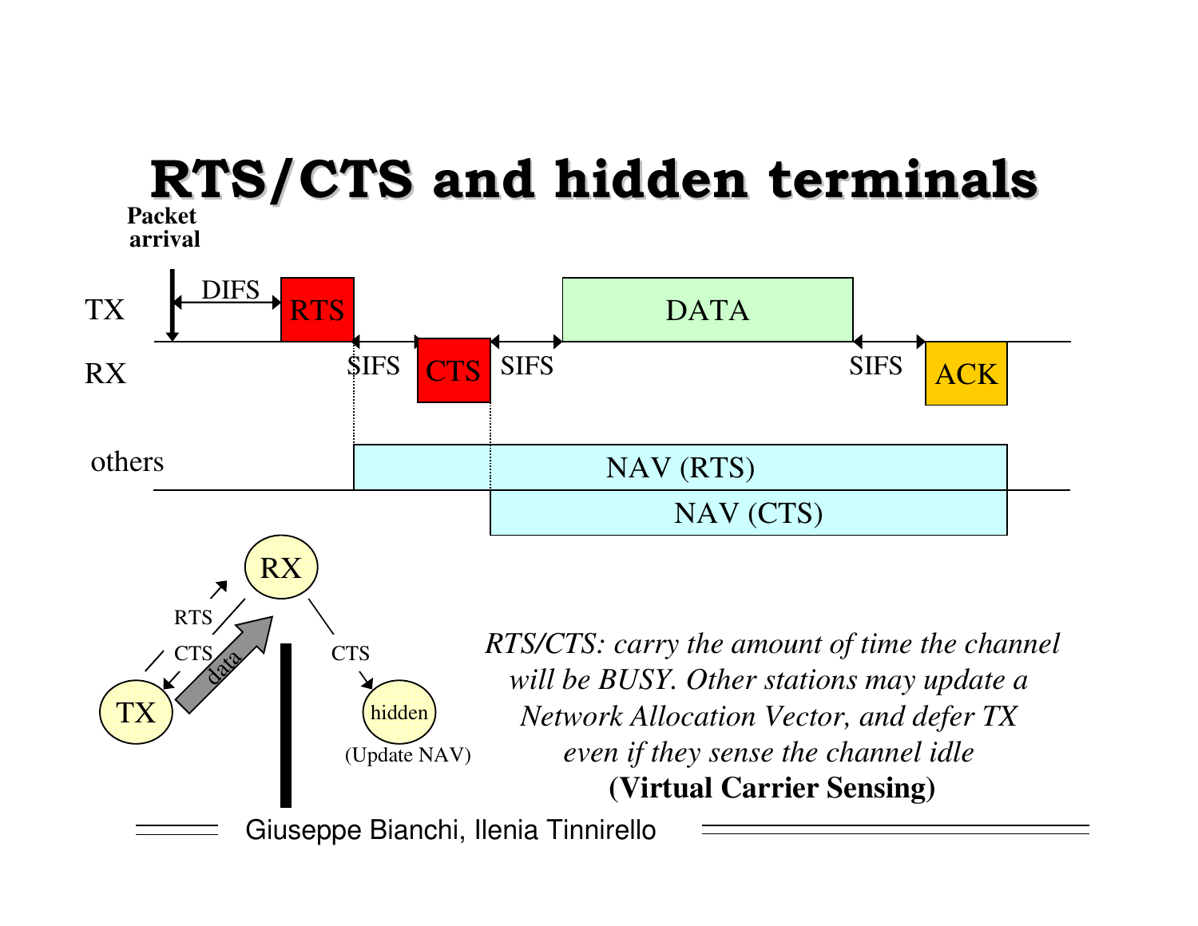# RTS/CTS and hidden terminals

Packet arrival

TX — DIFS — RTS — DATA

RX — SIFS — CTS — SIFS — SIFS — ACK

others — NAV (RTS) — NAV (CTS)

RX, TX, hidden (Update NAV); RTS, CTS, data, CTS

*RTS/CTS: carry the amount of time the channel will be BUSY. Other stations may update a Network Allocation Vector, and defer TX even if they sense the channel idle*

**(Virtual Carrier Sensing)**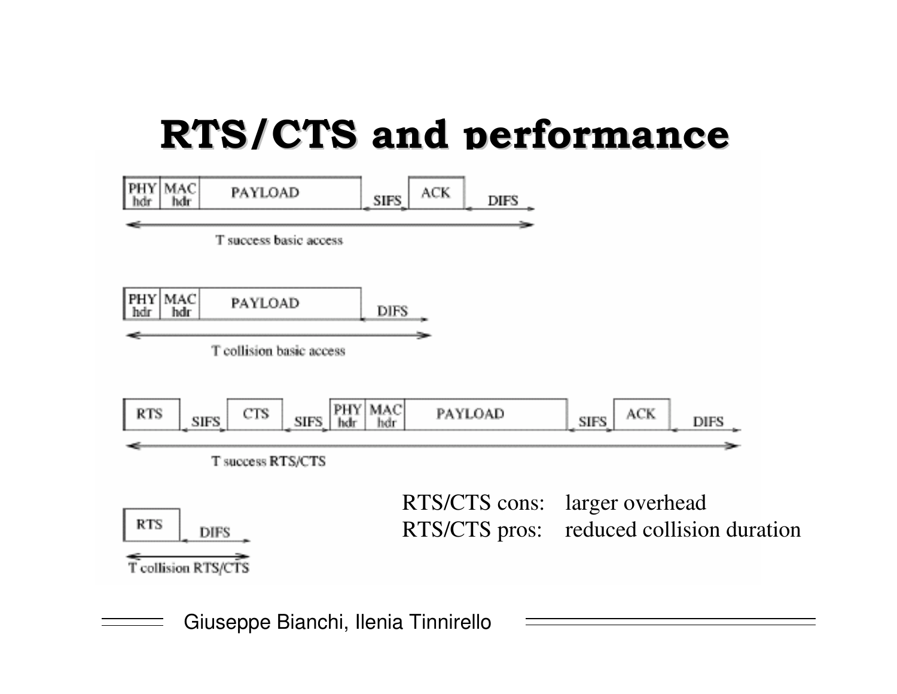# RTS/CTS and performance

PHY hdr | MAC hdr | PAYLOAD | SIFS | ACK | DIFS

T success basic access

PHY hdr | MAC hdr | PAYLOAD | DIFS

T collision basic access

RTS | SIFS | CTS | SIFS | PHY hdr | MAC hdr | PAYLOAD | SIFS | ACK | DIFS

T success RTS/CTS

RTS | DIFS

T collision RTS/CTS

RTS/CTS cons: larger overhead
RTS/CTS pros: reduced collision duration

Giuseppe Bianchi, Ilenia Tinnirello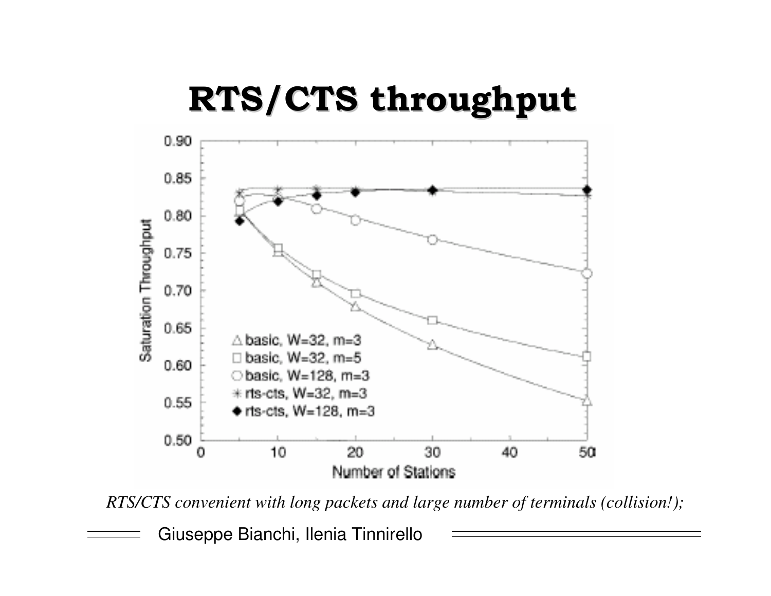# RTS/CTS throughput

*RTS/CTS convenient with long packets and large number of terminals (collision!);*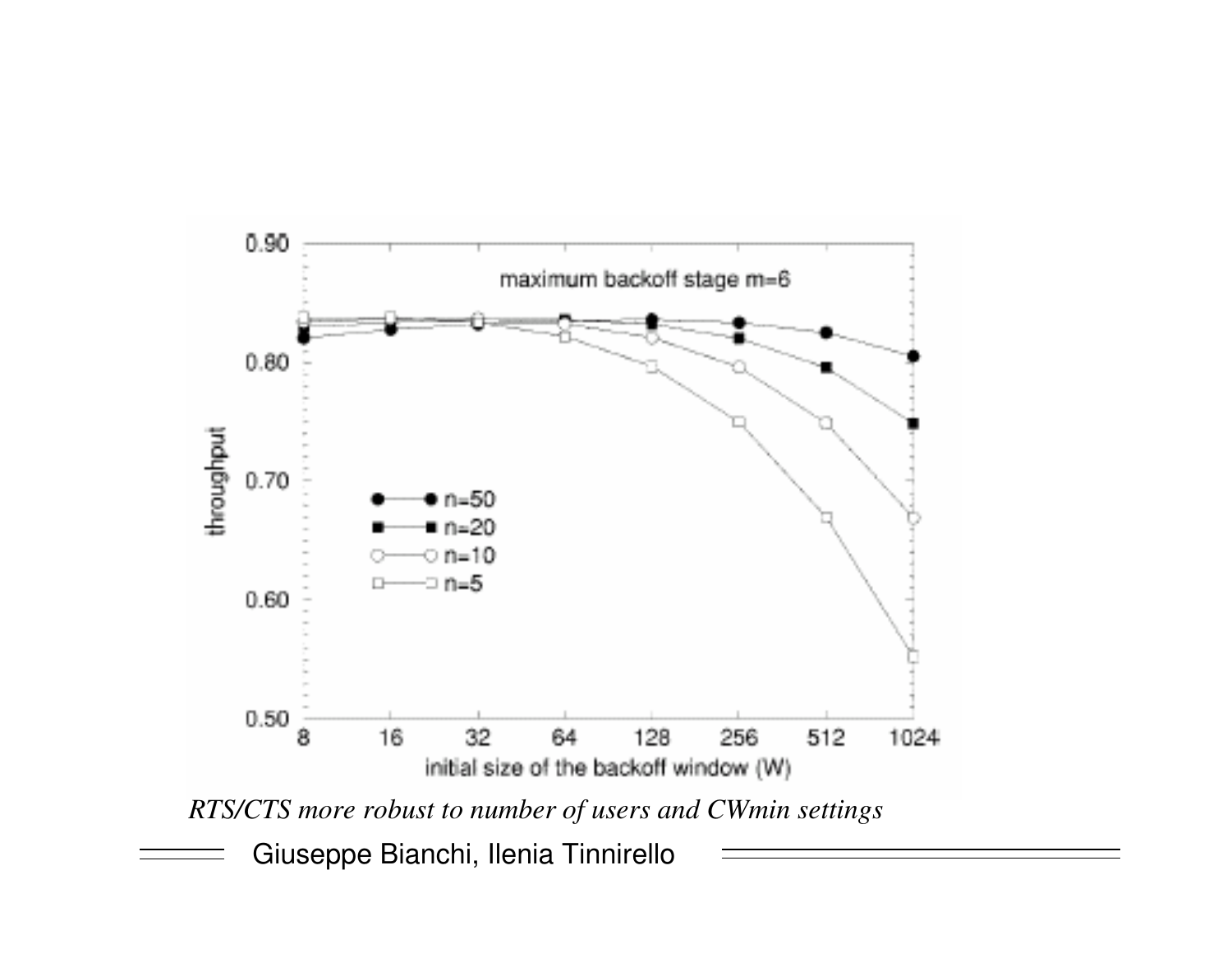*RTS/CTS more robust to number of users and CWmin settings*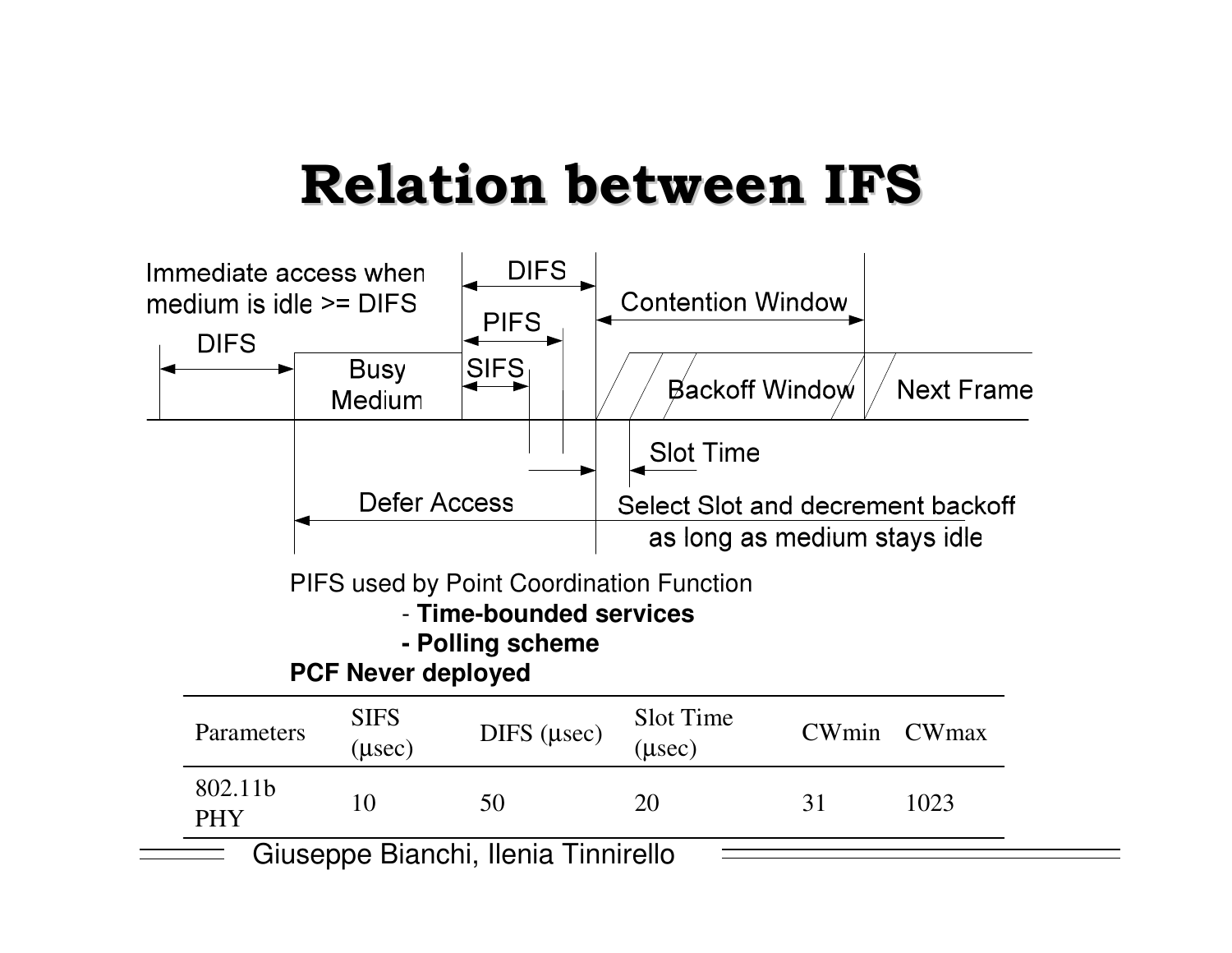# Relation between IFS

Immediate access when medium is idle >= DIFS

DIFS

Busy Medium

DIFS

PIFS

SIFS

Contention Window

Backoff Window

Next Frame

Slot Time

Defer Access

Select Slot and decrement backoff as long as medium stays idle

PIFS used by Point Coordination Function

- **Time-bounded services**
- **Polling scheme**

**PCF Never deployed**

| Parameters | SIFS (μsec) | DIFS (μsec) | Slot Time (μsec) | CWmin | CWmax |
|---|---|---|---|---|---|
| 802.11b PHY | 10 | 50 | 20 | 31 | 1023 |

Giuseppe Bianchi, Ilenia Tinnirello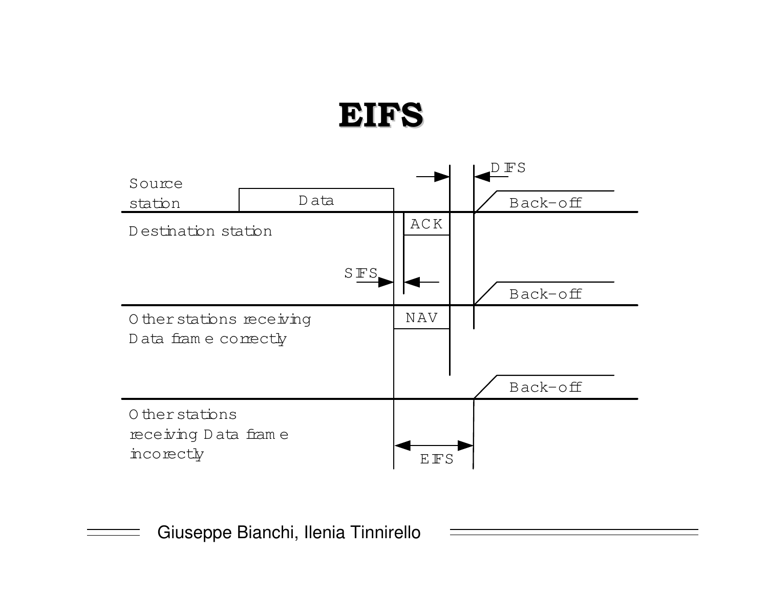# EIFS

Source station

Data

DIFS

Back-off

Destination station

ACK

SIFS

Back-off

Other stations receiving Data frame correctly

NAV

Back-off

Other stations receiving Data frame incorectly

EIFS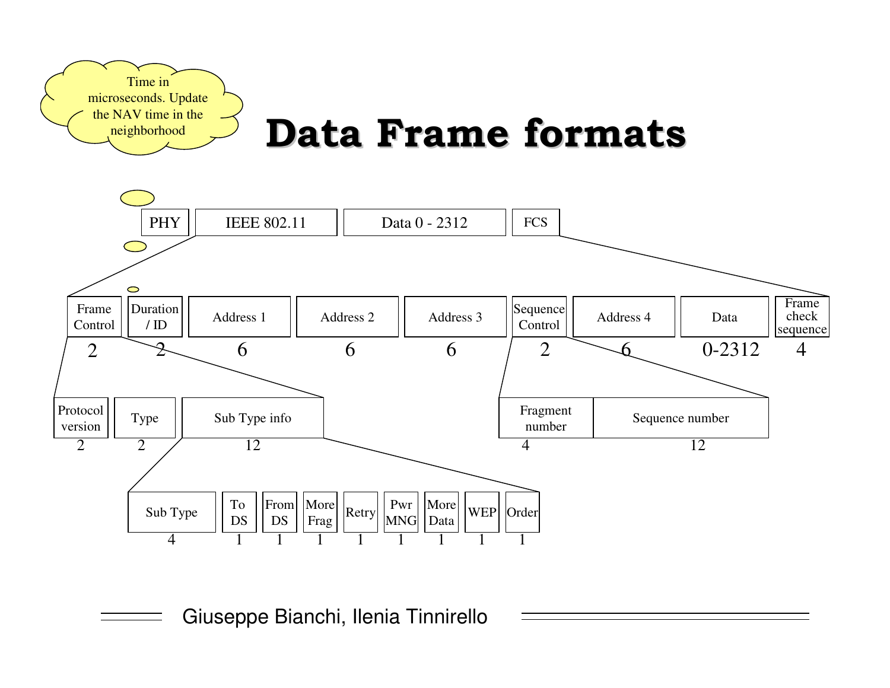# Data Frame formats

Time in microseconds. Update the NAV time in the neighborhood

| PHY | IEEE 802.11 | Data 0 - 2312 | FCS |
|---|---|---|---|

| Frame Control | Duration / ID | Address 1 | Address 2 | Address 3 | Sequence Control | Address 4 | Data | Frame check sequence |
|---|---|---|---|---|---|---|---|---|
| 2 | 2 | 6 | 6 | 6 | 2 | 6 | 0-2312 | 4 |

Frame Control:

| Protocol version | Type | Sub Type info |
|---|---|---|
| 2 | 2 | 12 |

Sub Type info:

| Sub Type | To DS | From DS | More Frag | Retry | Pwr MNG | More Data | WEP | Order |
|---|---|---|---|---|---|---|---|---|
| 4 | 1 | 1 | 1 | 1 | 1 | 1 | 1 | 1 |

Sequence Control:

| Fragment number | Sequence number |
|---|---|
| 4 | 12 |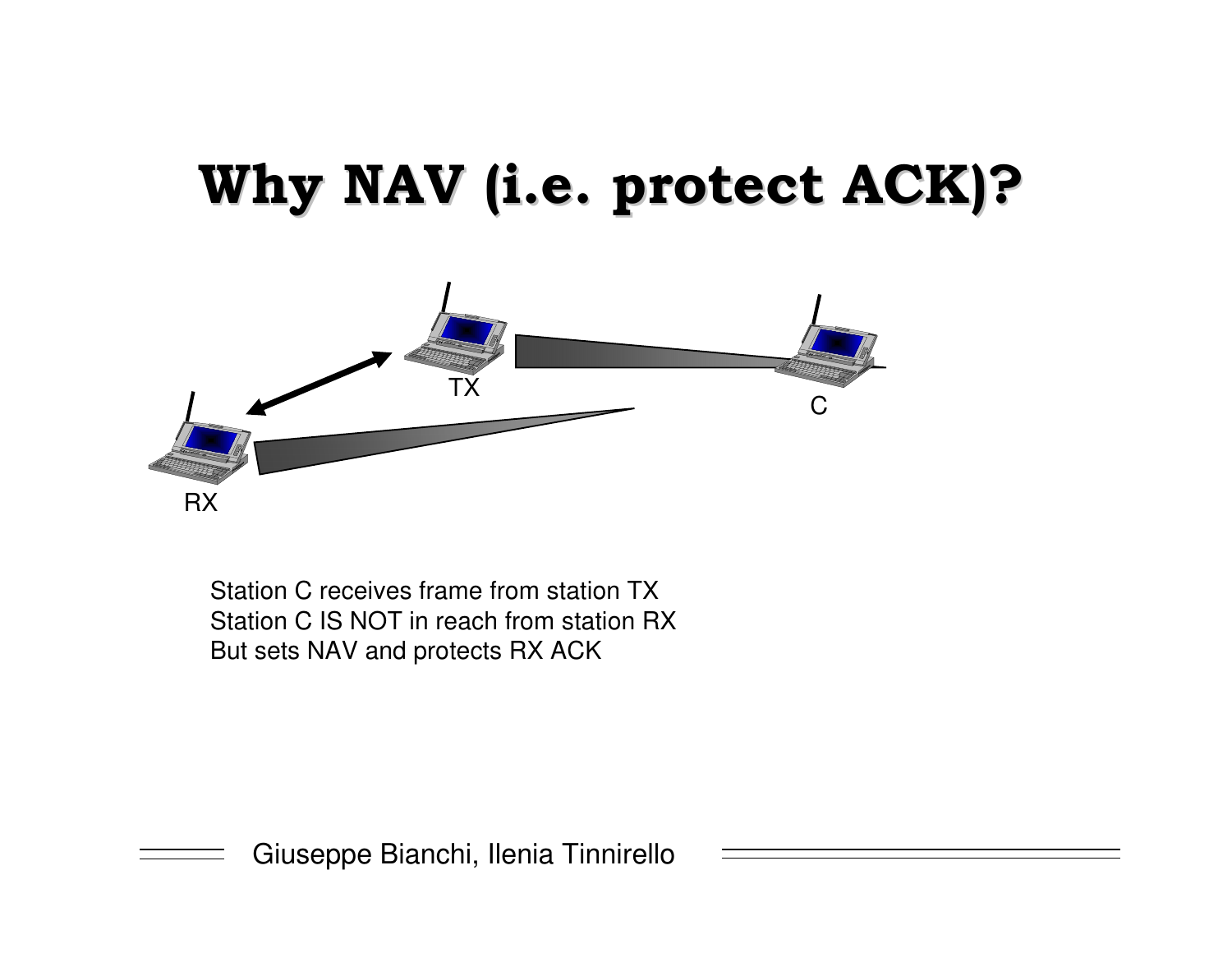# Why NAV (i.e. protect ACK)?

TX

C

RX

Station C receives frame from station TX
Station C IS NOT in reach from station RX
But sets NAV and protects RX ACK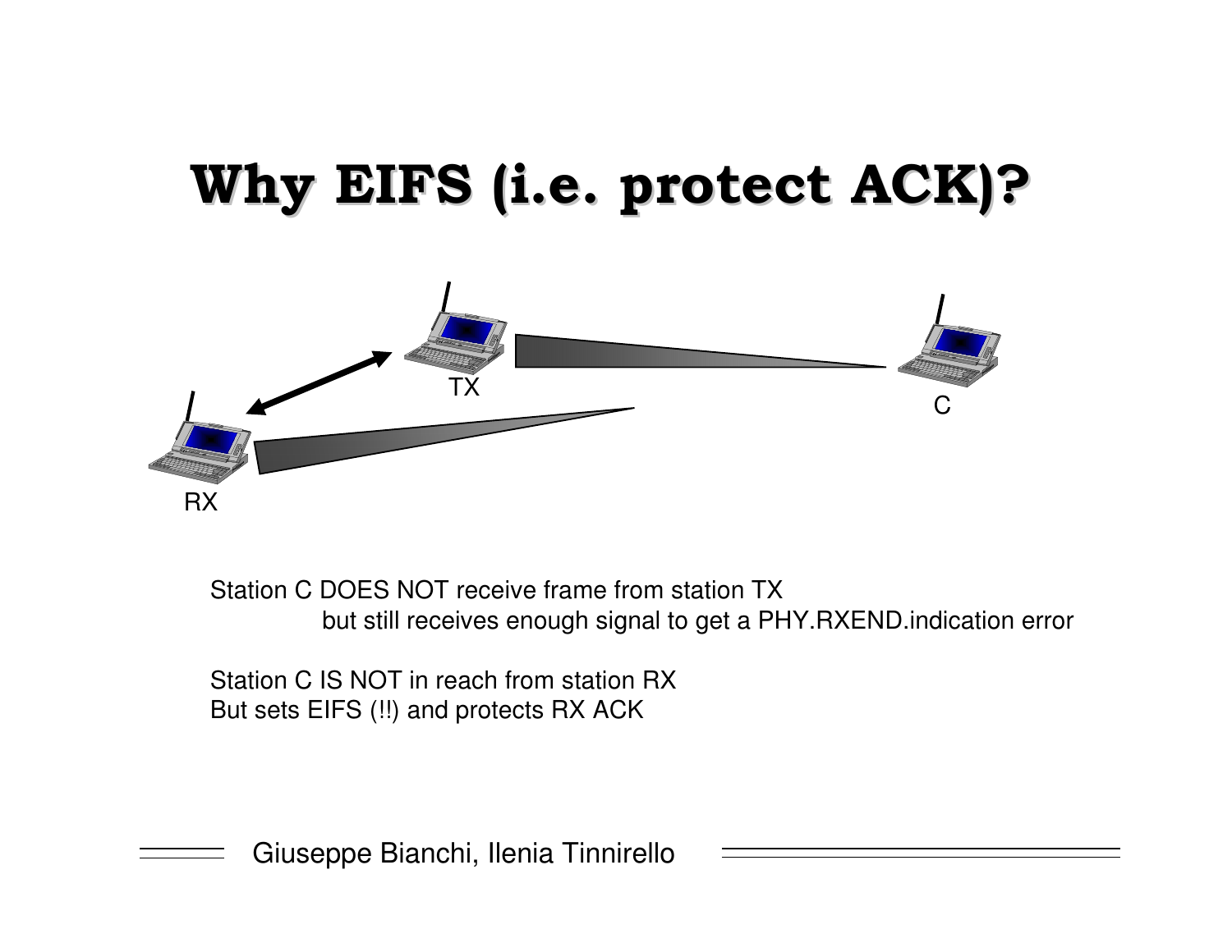# Why EIFS (i.e. protect ACK)?

TX

RX

C

Station C DOES NOT receive frame from station TX
but still receives enough signal to get a PHY.RXEND.indication error

Station C IS NOT in reach from station RX
But sets EIFS (!!) and protects RX ACK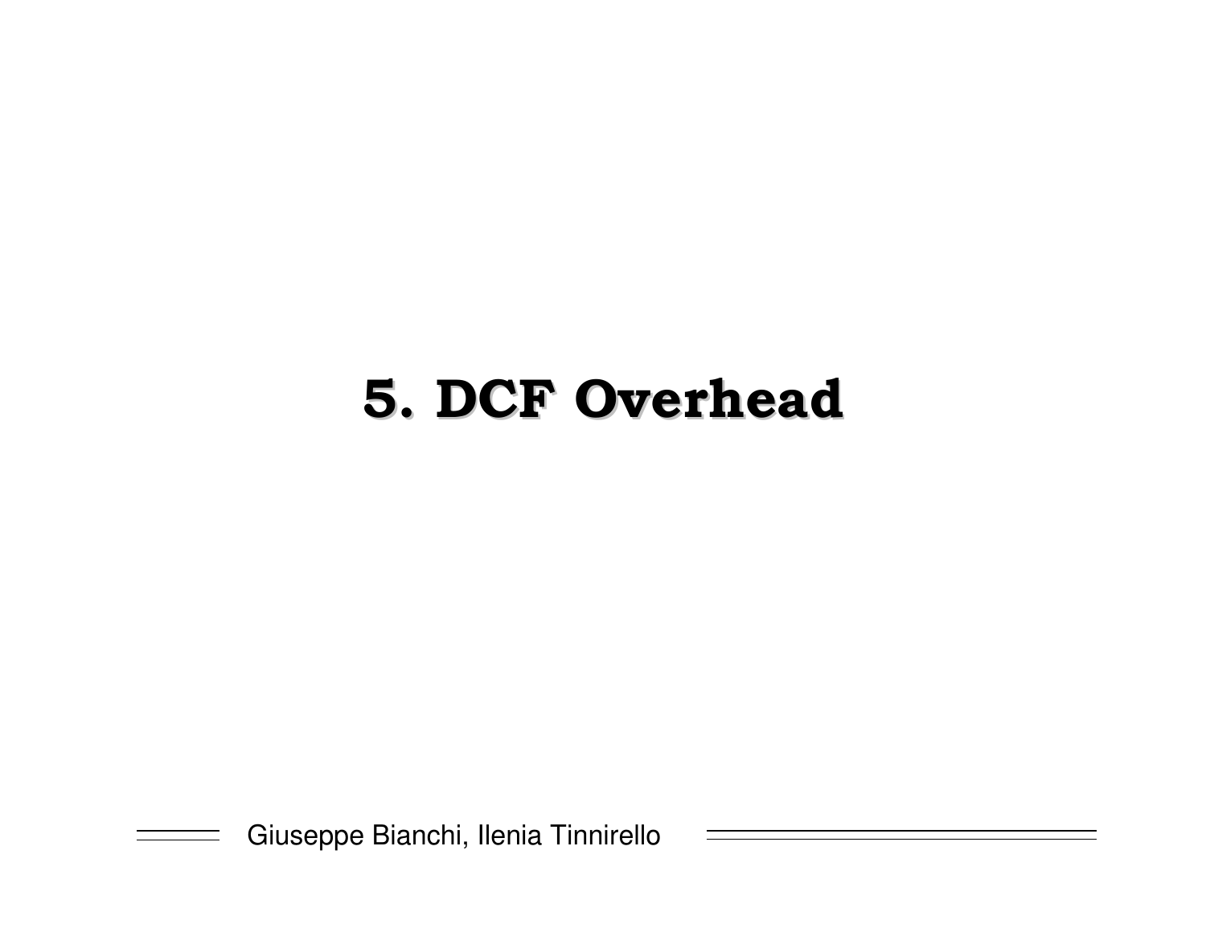# 5. DCF Overhead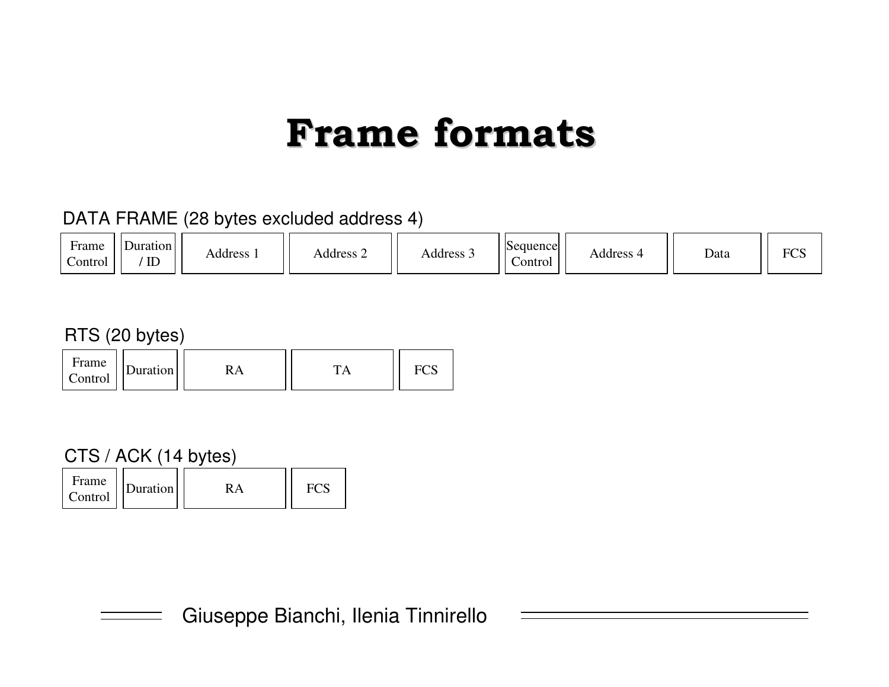# Frame formats

DATA FRAME (28 bytes excluded address 4)

| Frame Control | Duration / ID | Address 1 | Address 2 | Address 3 | Sequence Control | Address 4 | Data | FCS |
|---|---|---|---|---|---|---|---|---|

RTS (20 bytes)

| Frame Control | Duration | RA | TA | FCS |
|---|---|---|---|---|

CTS / ACK (14 bytes)

| Frame Control | Duration | RA | FCS |
|---|---|---|---|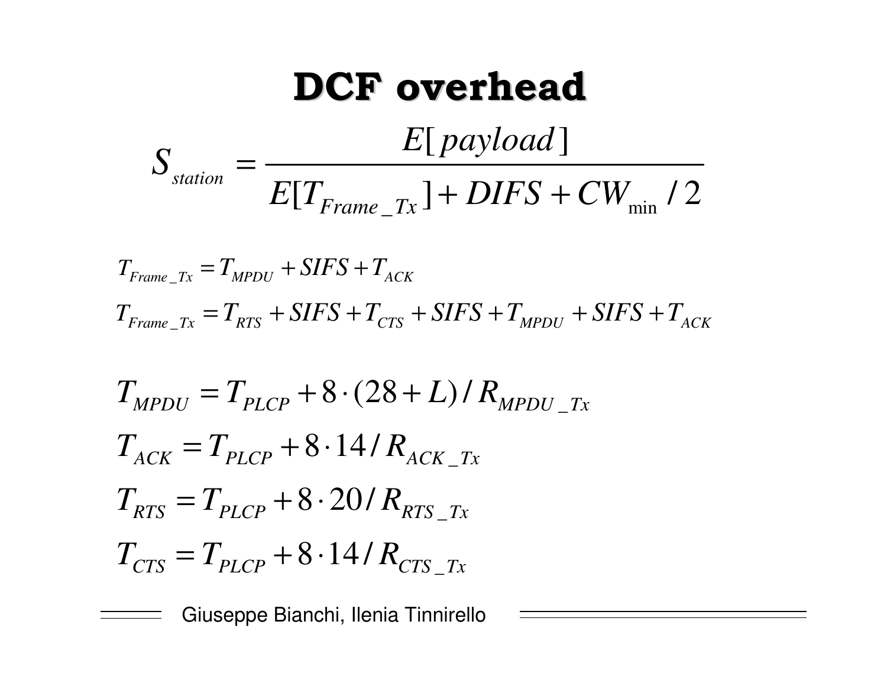# DCF overhead

$$S_{station} = \frac{E[payload]}{E[T_{Frame\_Tx}] + DIFS + CW_{\min}/2}$$

$$T_{Frame\_Tx} = T_{MPDU} + SIFS + T_{ACK}$$

$$T_{Frame\_Tx} = T_{RTS} + SIFS + T_{CTS} + SIFS + T_{MPDU} + SIFS + T_{ACK}$$

$$T_{MPDU} = T_{PLCP} + 8 \cdot (28 + L) / R_{MPDU\_Tx}$$

$$T_{ACK} = T_{PLCP} + 8 \cdot 14 / R_{ACK\_Tx}$$

$$T_{RTS} = T_{PLCP} + 8 \cdot 20 / R_{RTS\_Tx}$$

$$T_{CTS} = T_{PLCP} + 8 \cdot 14 / R_{CTS\_Tx}$$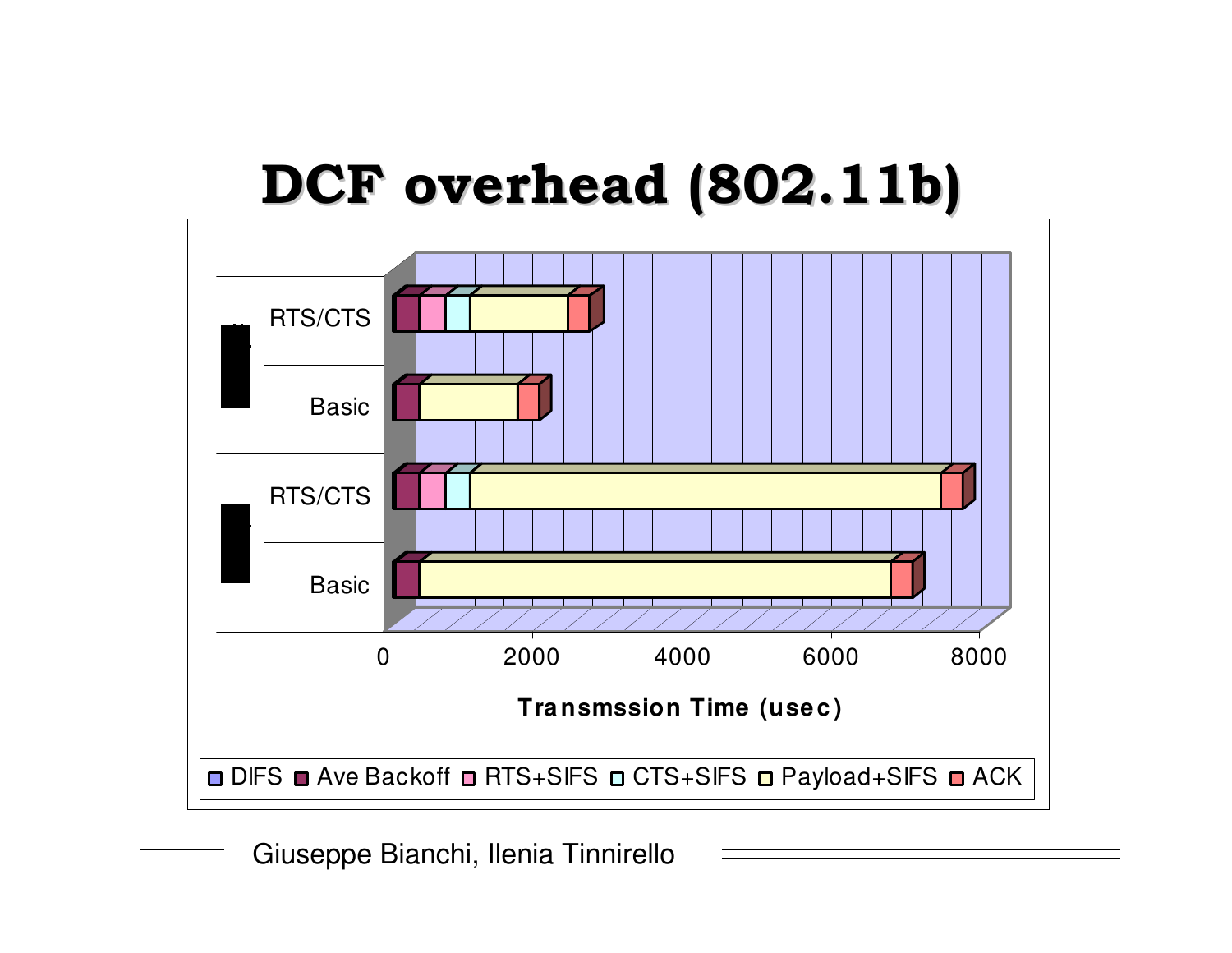# DCF overhead (802.11b)

RTS/CTS

Basic

RTS/CTS

Basic

0 2000 4000 6000 8000

**Transmssion Time (usec)**

DIFS | Ave Backoff | RTS+SIFS | CTS+SIFS | Payload+SIFS | ACK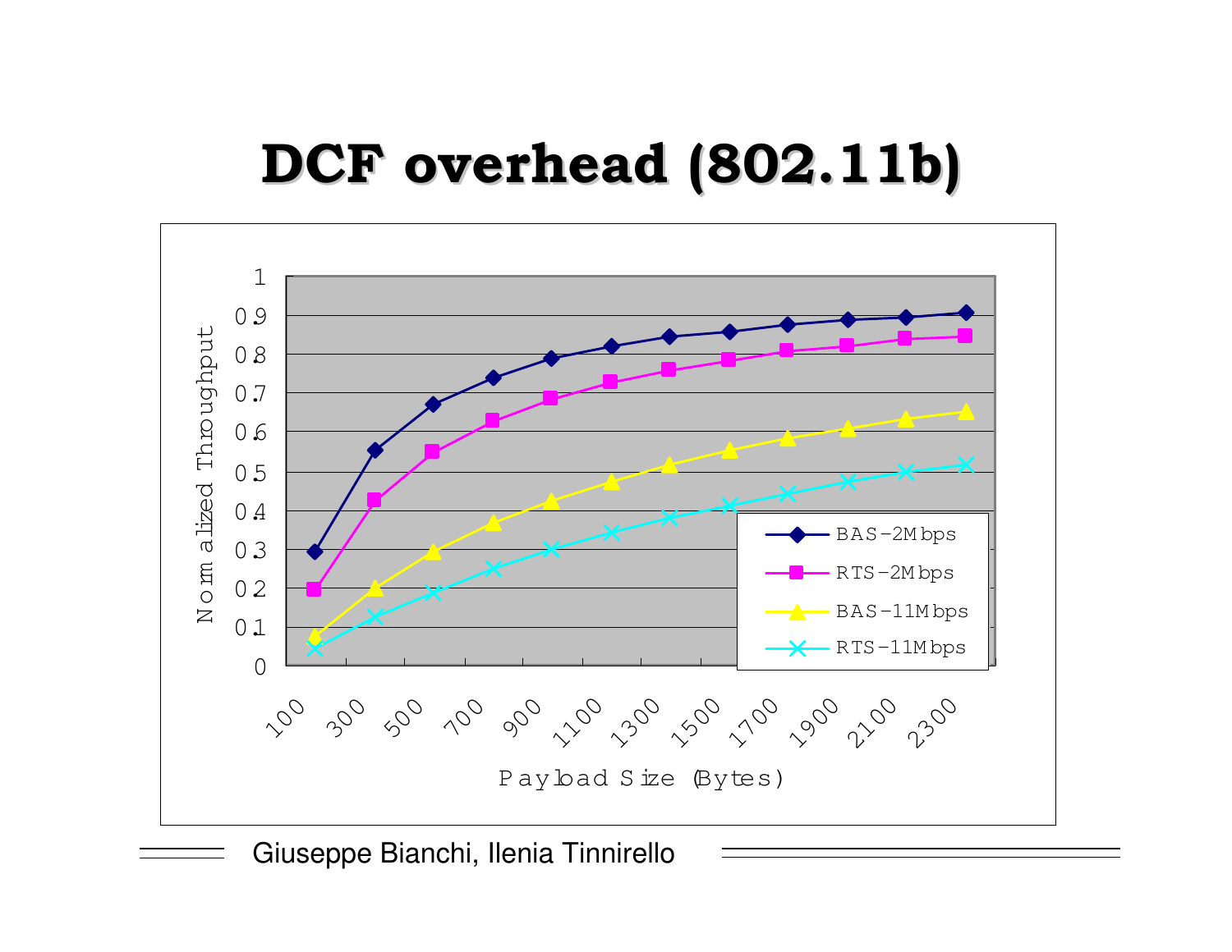# DCF overhead (802.11b)

Normalized Throughput vs. Payload Size (Bytes)

Legend: BAS-2Mbps, RTS-2Mbps, BAS-11Mbps, RTS-11Mbps

Y-axis: 0, 0.1, 0.2, 0.3, 0.4, 0.5, 0.6, 0.7, 0.8, 0.9, 1

X-axis: 100, 300, 500, 700, 900, 1100, 1300, 1500, 1700, 1900, 2100, 2300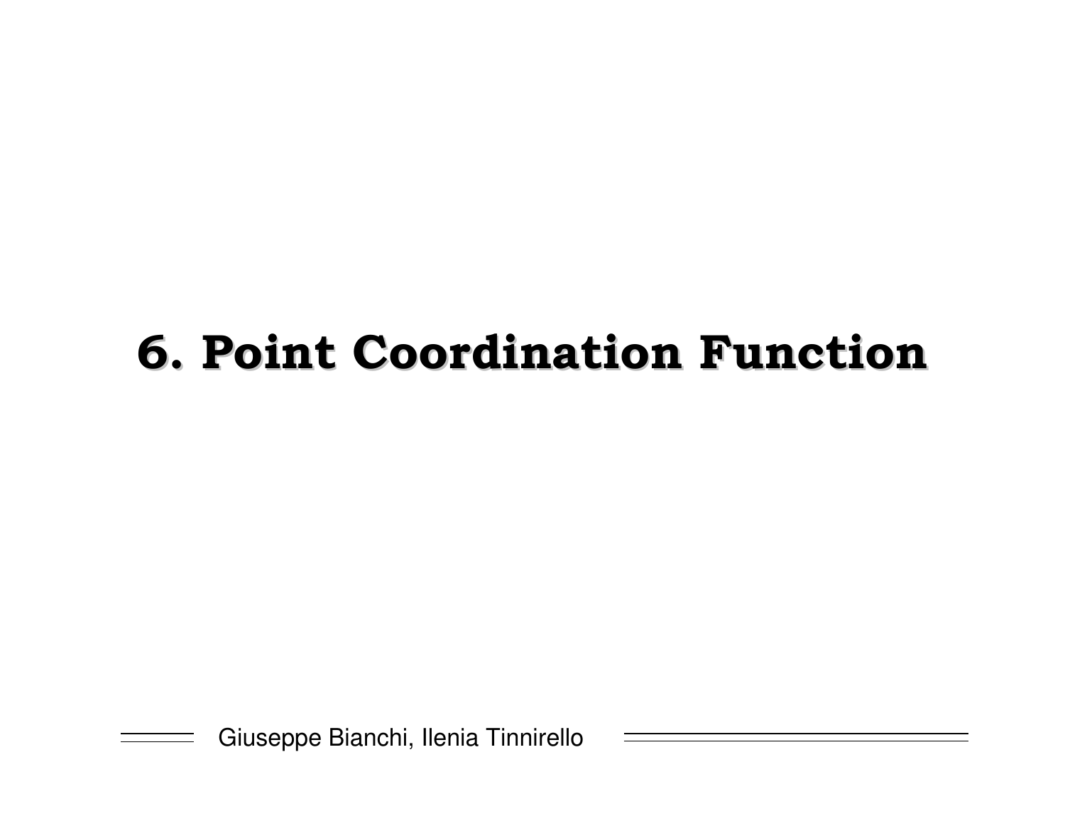# 6. Point Coordination Function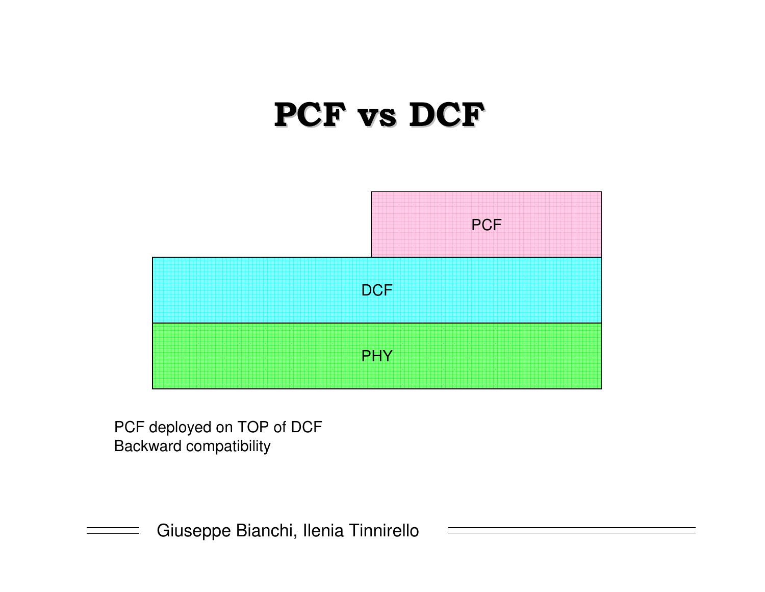# PCF vs DCF

PCF

DCF

PHY

PCF deployed on TOP of DCF
Backward compatibility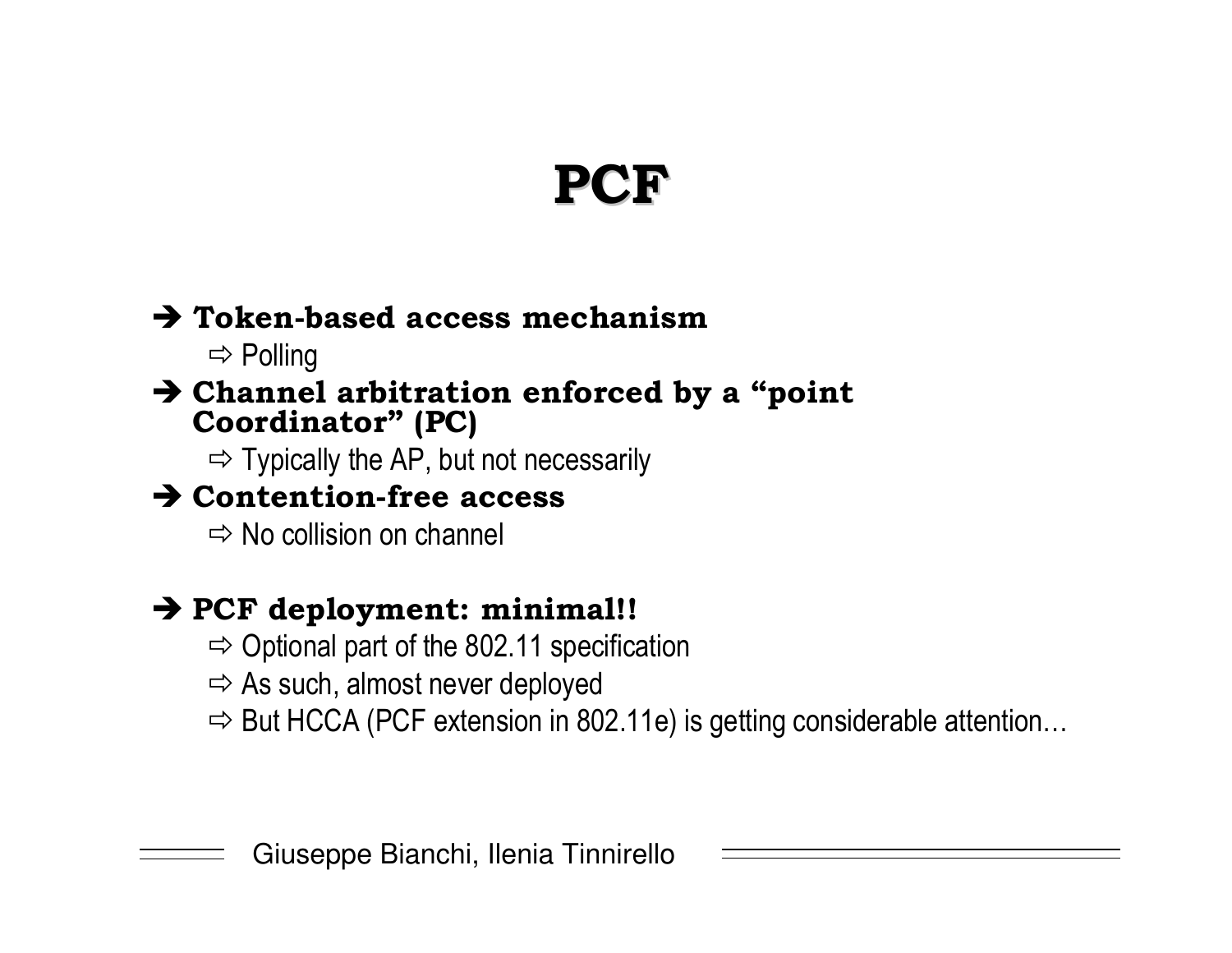# PCF

- **Token-based access mechanism**
  - Polling
- **Channel arbitration enforced by a "point Coordinator" (PC)**
  - Typically the AP, but not necessarily
- **Contention-free access**
  - No collision on channel

- **PCF deployment: minimal!!**
  - Optional part of the 802.11 specification
  - As such, almost never deployed
  - But HCCA (PCF extension in 802.11e) is getting considerable attention…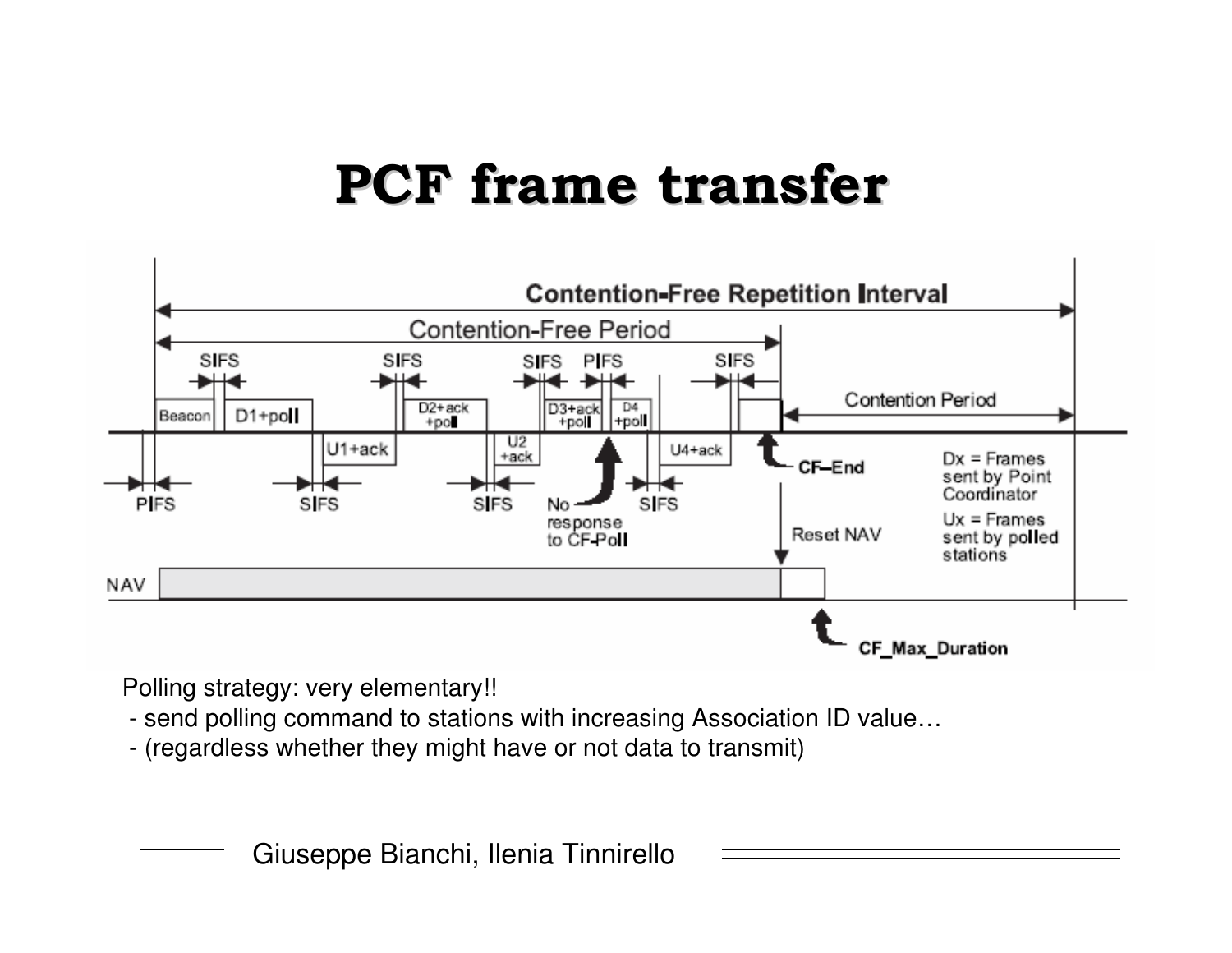# PCF frame transfer

Contention-Free Repetition Interval

Contention-Free Period

SIFS

SIFS

SIFS

PIFS

SIFS

Beacon

D1+poll

D2+ack +poll

D3+ack +poll

D4 +poll

Contention Period

U1+ack

U2 +ack

U4+ack

CF–End

PIFS

SIFS

SIFS

SIFS

No response to CF-Poll

Dx = Frames sent by Point Coordinator

Ux = Frames sent by polled stations

Reset NAV

NAV

CF_Max_Duration

Polling strategy: very elementary!!

- send polling command to stations with increasing Association ID value…
- (regardless whether they might have or not data to transmit)

Giuseppe Bianchi, Ilenia Tinnirello